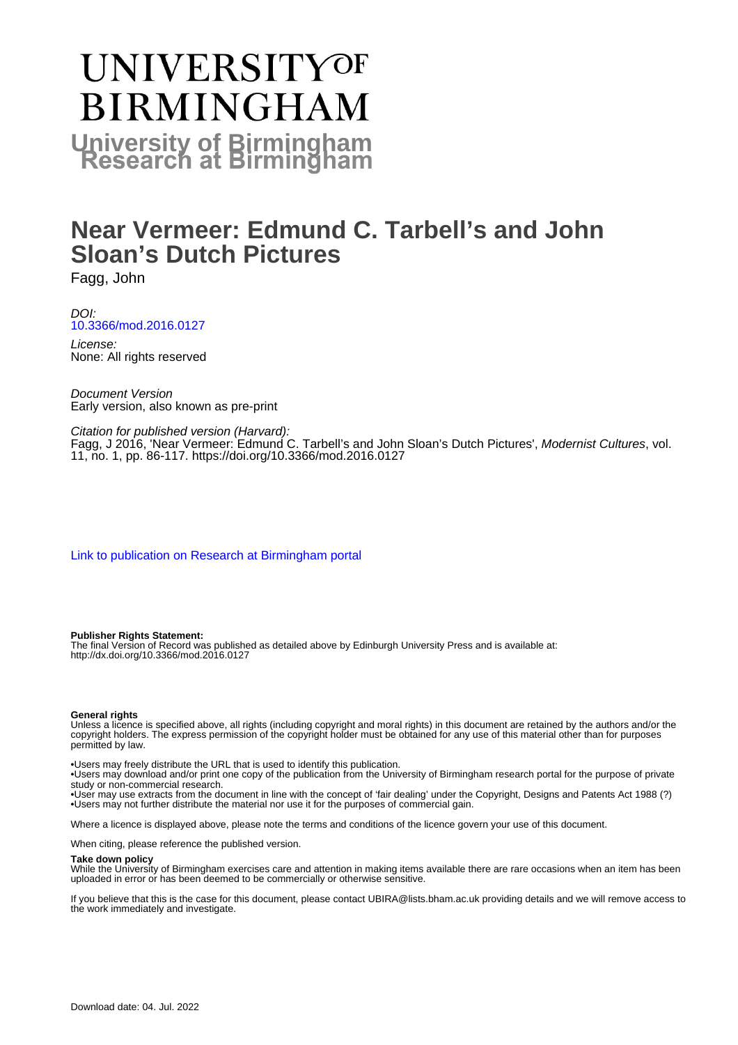# UNIVERSITY OF BIRMINGHAM

## University of Birmingham Research at Birmingham

# Near Vermeer: Edmund C. Tarbell's and John Sloan's Dutch Pictures

Fagg, John

*DOI:*
[10.3366/mod.2016.0127](http://dx.doi.org/10.3366/mod.2016.0127)

*License:*
None: All rights reserved

*Document Version*
Early version, also known as pre-print

*Citation for published version (Harvard):*
Fagg, J 2016, 'Near Vermeer: Edmund C. Tarbell's and John Sloan's Dutch Pictures', *Modernist Cultures*, vol. 11, no. 1, pp. 86-117. https://doi.org/10.3366/mod.2016.0127

[Link to publication on Research at Birmingham portal](https://research.birmingham.ac.uk/portal/en/publications/near-vermeer)

**Publisher Rights Statement:**
The final Version of Record was published as detailed above by Edinburgh University Press and is available at: http://dx.doi.org/10.3366/mod.2016.0127

**General rights**
Unless a licence is specified above, all rights (including copyright and moral rights) in this document are retained by the authors and/or the copyright holders. The express permission of the copyright holder must be obtained for any use of this material other than for purposes permitted by law.

- •Users may freely distribute the URL that is used to identify this publication.
- •Users may download and/or print one copy of the publication from the University of Birmingham research portal for the purpose of private study or non-commercial research.
- •User may use extracts from the document in line with the concept of 'fair dealing' under the Copyright, Designs and Patents Act 1988 (?)
- •Users may not further distribute the material nor use it for the purposes of commercial gain.

Where a licence is displayed above, please note the terms and conditions of the licence govern your use of this document.

When citing, please reference the published version.

**Take down policy**
While the University of Birmingham exercises care and attention in making items available there are rare occasions when an item has been uploaded in error or has been deemed to be commercially or otherwise sensitive.

If you believe that this is the case for this document, please contact UBIRA@lists.bham.ac.uk providing details and we will remove access to the work immediately and investigate.

Download date: 04. Jul. 2022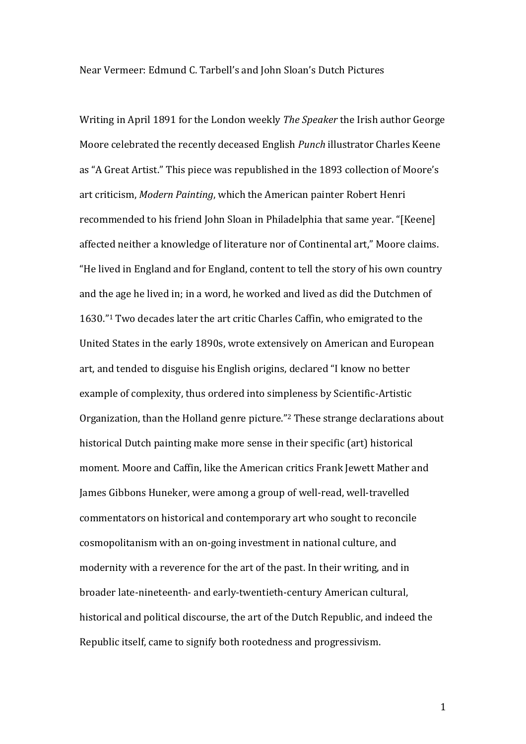Near Vermeer: Edmund C. Tarbell's and John Sloan's Dutch Pictures

Writing in April 1891 for the London weekly *The Speaker* the Irish author George Moore celebrated the recently deceased English *Punch* illustrator Charles Keene as "A Great Artist." This piece was republished in the 1893 collection of Moore's art criticism, *Modern Painting*, which the American painter Robert Henri recommended to his friend John Sloan in Philadelphia that same year. "[Keene] affected neither a knowledge of literature nor of Continental art," Moore claims. "He lived in England and for England, content to tell the story of his own country and the age he lived in; in a word, he worked and lived as did the Dutchmen of 1630."[1] Two decades later the art critic Charles Caffin, who emigrated to the United States in the early 1890s, wrote extensively on American and European art, and tended to disguise his English origins, declared "I know no better example of complexity, thus ordered into simpleness by Scientific-Artistic Organization, than the Holland genre picture."[2] These strange declarations about historical Dutch painting make more sense in their specific (art) historical moment. Moore and Caffin, like the American critics Frank Jewett Mather and James Gibbons Huneker, were among a group of well-read, well-travelled commentators on historical and contemporary art who sought to reconcile cosmopolitanism with an on-going investment in national culture, and modernity with a reverence for the art of the past. In their writing, and in broader late-nineteenth- and early-twentieth-century American cultural, historical and political discourse, the art of the Dutch Republic, and indeed the Republic itself, came to signify both rootedness and progressivism.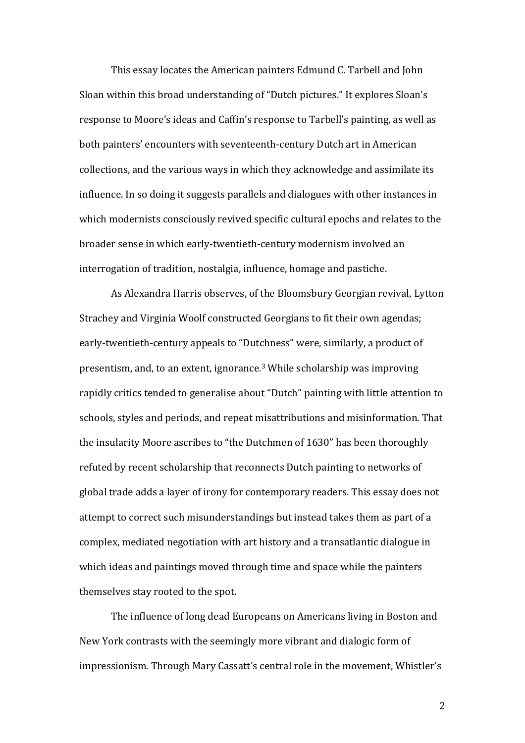This essay locates the American painters Edmund C. Tarbell and John Sloan within this broad understanding of "Dutch pictures." It explores Sloan's response to Moore's ideas and Caffin's response to Tarbell's painting, as well as both painters' encounters with seventeenth-century Dutch art in American collections, and the various ways in which they acknowledge and assimilate its influence. In so doing it suggests parallels and dialogues with other instances in which modernists consciously revived specific cultural epochs and relates to the broader sense in which early-twentieth-century modernism involved an interrogation of tradition, nostalgia, influence, homage and pastiche.

As Alexandra Harris observes, of the Bloomsbury Georgian revival, Lytton Strachey and Virginia Woolf constructed Georgians to fit their own agendas; early-twentieth-century appeals to "Dutchness" were, similarly, a product of presentism, and, to an extent, ignorance.[3] While scholarship was improving rapidly critics tended to generalise about "Dutch" painting with little attention to schools, styles and periods, and repeat misattributions and misinformation. That the insularity Moore ascribes to "the Dutchmen of 1630" has been thoroughly refuted by recent scholarship that reconnects Dutch painting to networks of global trade adds a layer of irony for contemporary readers. This essay does not attempt to correct such misunderstandings but instead takes them as part of a complex, mediated negotiation with art history and a transatlantic dialogue in which ideas and paintings moved through time and space while the painters themselves stay rooted to the spot.

The influence of long dead Europeans on Americans living in Boston and New York contrasts with the seemingly more vibrant and dialogic form of impressionism. Through Mary Cassatt's central role in the movement, Whistler's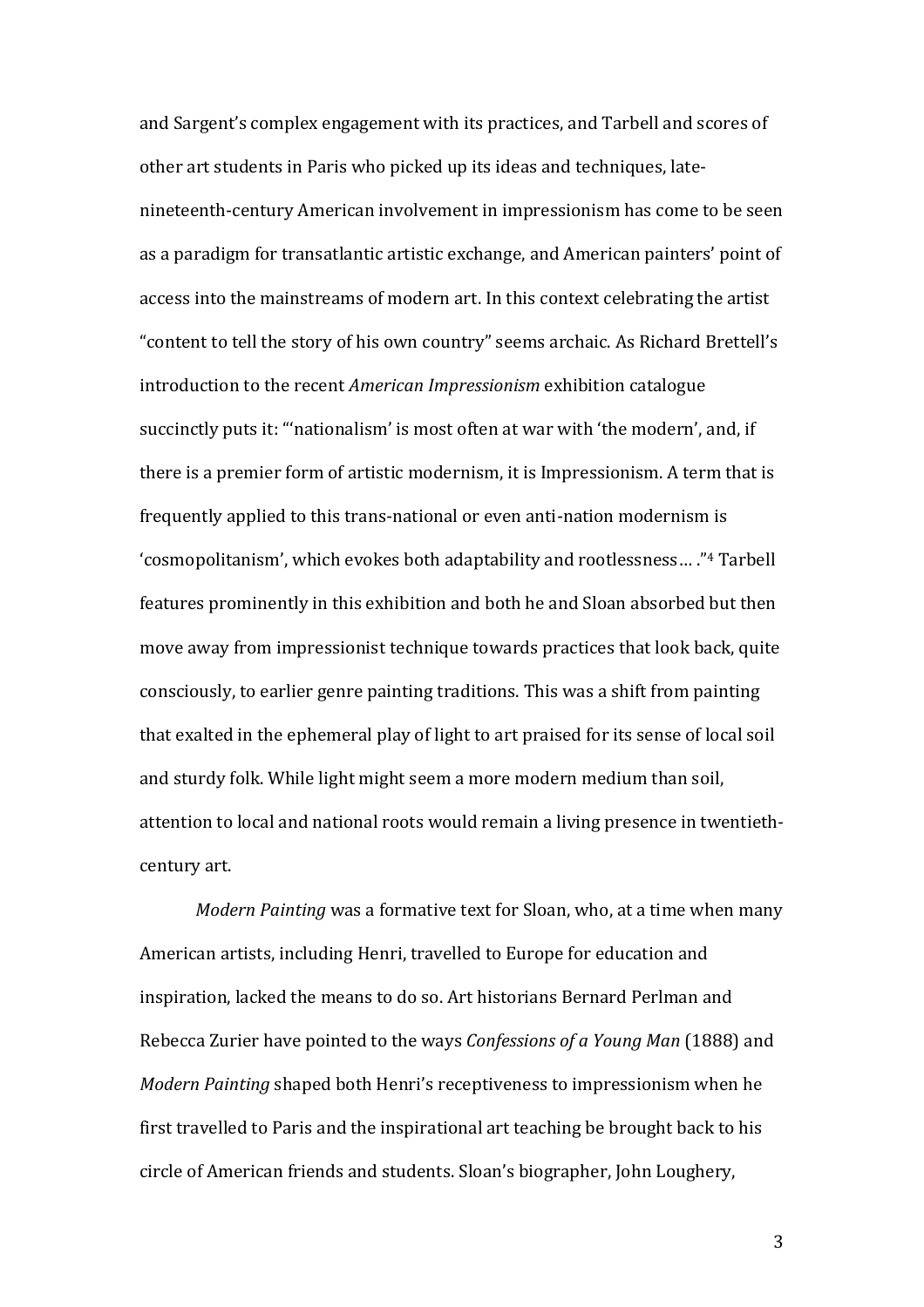and Sargent's complex engagement with its practices, and Tarbell and scores of other art students in Paris who picked up its ideas and techniques, late-nineteenth-century American involvement in impressionism has come to be seen as a paradigm for transatlantic artistic exchange, and American painters' point of access into the mainstreams of modern art. In this context celebrating the artist "content to tell the story of his own country" seems archaic. As Richard Brettell's introduction to the recent *American Impressionism* exhibition catalogue succinctly puts it: "'nationalism' is most often at war with 'the modern', and, if there is a premier form of artistic modernism, it is Impressionism. A term that is frequently applied to this trans-national or even anti-nation modernism is 'cosmopolitanism', which evokes both adaptability and rootlessness… ."[4] Tarbell features prominently in this exhibition and both he and Sloan absorbed but then move away from impressionist technique towards practices that look back, quite consciously, to earlier genre painting traditions. This was a shift from painting that exalted in the ephemeral play of light to art praised for its sense of local soil and sturdy folk. While light might seem a more modern medium than soil, attention to local and national roots would remain a living presence in twentieth-century art.

*Modern Painting* was a formative text for Sloan, who, at a time when many American artists, including Henri, travelled to Europe for education and inspiration, lacked the means to do so. Art historians Bernard Perlman and Rebecca Zurier have pointed to the ways *Confessions of a Young Man* (1888) and *Modern Painting* shaped both Henri's receptiveness to impressionism when he first travelled to Paris and the inspirational art teaching be brought back to his circle of American friends and students. Sloan's biographer, John Loughery,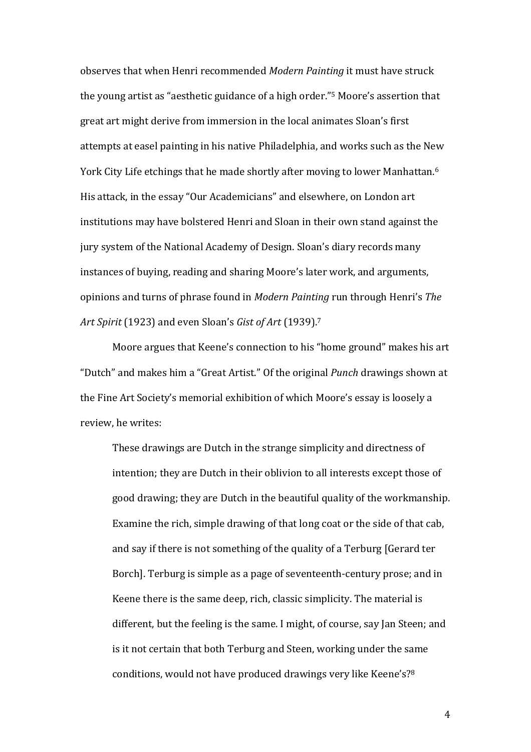observes that when Henri recommended *Modern Painting* it must have struck the young artist as "aesthetic guidance of a high order."[5] Moore's assertion that great art might derive from immersion in the local animates Sloan's first attempts at easel painting in his native Philadelphia, and works such as the New York City Life etchings that he made shortly after moving to lower Manhattan.[6] His attack, in the essay "Our Academicians" and elsewhere, on London art institutions may have bolstered Henri and Sloan in their own stand against the jury system of the National Academy of Design. Sloan's diary records many instances of buying, reading and sharing Moore's later work, and arguments, opinions and turns of phrase found in *Modern Painting* run through Henri's *The Art Spirit* (1923) and even Sloan's *Gist of Art* (1939).[7]

Moore argues that Keene's connection to his "home ground" makes his art "Dutch" and makes him a "Great Artist." Of the original *Punch* drawings shown at the Fine Art Society's memorial exhibition of which Moore's essay is loosely a review, he writes:

> These drawings are Dutch in the strange simplicity and directness of intention; they are Dutch in their oblivion to all interests except those of good drawing; they are Dutch in the beautiful quality of the workmanship. Examine the rich, simple drawing of that long coat or the side of that cab, and say if there is not something of the quality of a Terburg [Gerard ter Borch]. Terburg is simple as a page of seventeenth-century prose; and in Keene there is the same deep, rich, classic simplicity. The material is different, but the feeling is the same. I might, of course, say Jan Steen; and is it not certain that both Terburg and Steen, working under the same conditions, would not have produced drawings very like Keene's?[8]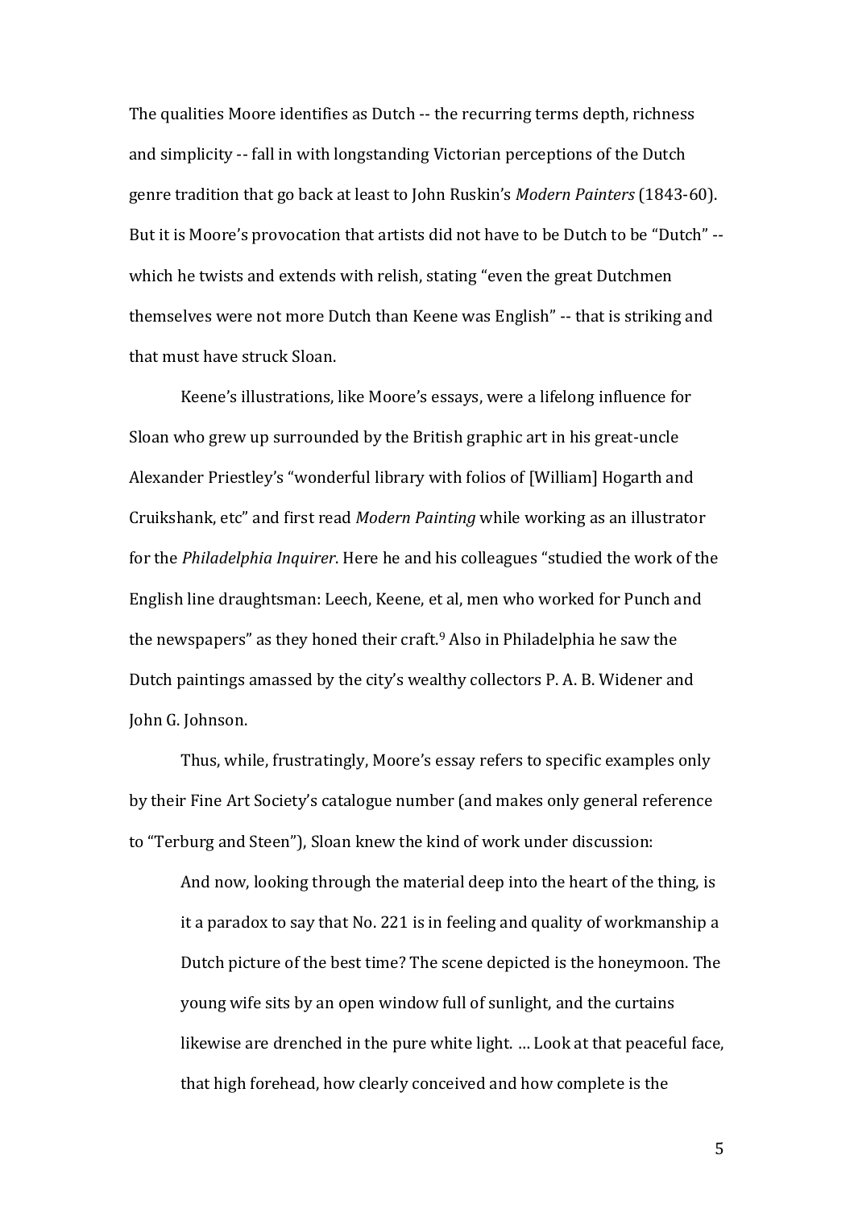The qualities Moore identifies as Dutch -- the recurring terms depth, richness and simplicity -- fall in with longstanding Victorian perceptions of the Dutch genre tradition that go back at least to John Ruskin's *Modern Painters* (1843-60). But it is Moore's provocation that artists did not have to be Dutch to be "Dutch" -- which he twists and extends with relish, stating "even the great Dutchmen themselves were not more Dutch than Keene was English" -- that is striking and that must have struck Sloan.

Keene's illustrations, like Moore's essays, were a lifelong influence for Sloan who grew up surrounded by the British graphic art in his great-uncle Alexander Priestley's "wonderful library with folios of [William] Hogarth and Cruikshank, etc" and first read *Modern Painting* while working as an illustrator for the *Philadelphia Inquirer*. Here he and his colleagues "studied the work of the English line draughtsman: Leech, Keene, et al, men who worked for Punch and the newspapers" as they honed their craft.[9] Also in Philadelphia he saw the Dutch paintings amassed by the city's wealthy collectors P. A. B. Widener and John G. Johnson.

Thus, while, frustratingly, Moore's essay refers to specific examples only by their Fine Art Society's catalogue number (and makes only general reference to "Terburg and Steen"), Sloan knew the kind of work under discussion:

> And now, looking through the material deep into the heart of the thing, is it a paradox to say that No. 221 is in feeling and quality of workmanship a Dutch picture of the best time? The scene depicted is the honeymoon. The young wife sits by an open window full of sunlight, and the curtains likewise are drenched in the pure white light. … Look at that peaceful face, that high forehead, how clearly conceived and how complete is the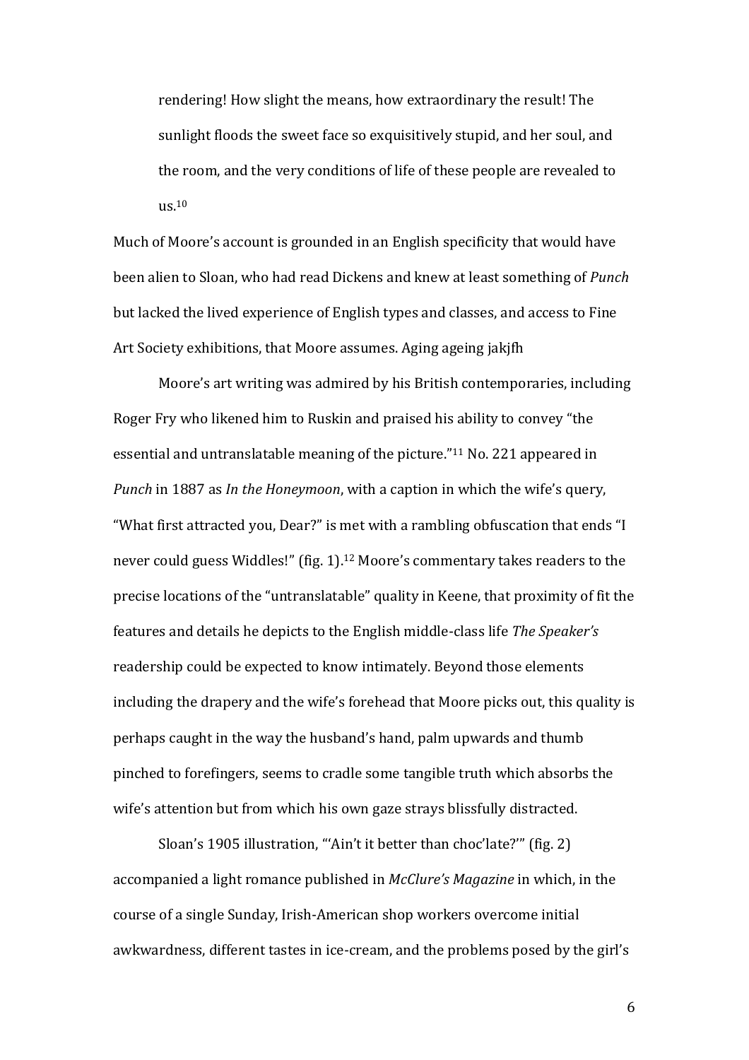rendering! How slight the means, how extraordinary the result! The sunlight floods the sweet face so exquisitively stupid, and her soul, and the room, and the very conditions of life of these people are revealed to us.[10]

Much of Moore's account is grounded in an English specificity that would have been alien to Sloan, who had read Dickens and knew at least something of *Punch* but lacked the lived experience of English types and classes, and access to Fine Art Society exhibitions, that Moore assumes. Aging ageing jakjfh

Moore's art writing was admired by his British contemporaries, including Roger Fry who likened him to Ruskin and praised his ability to convey "the essential and untranslatable meaning of the picture."[11] No. 221 appeared in *Punch* in 1887 as *In the Honeymoon*, with a caption in which the wife's query, "What first attracted you, Dear?" is met with a rambling obfuscation that ends "I never could guess Widdles!" (fig. 1).[12] Moore's commentary takes readers to the precise locations of the "untranslatable" quality in Keene, that proximity of fit the features and details he depicts to the English middle-class life *The Speaker's* readership could be expected to know intimately. Beyond those elements including the drapery and the wife's forehead that Moore picks out, this quality is perhaps caught in the way the husband's hand, palm upwards and thumb pinched to forefingers, seems to cradle some tangible truth which absorbs the wife's attention but from which his own gaze strays blissfully distracted.

Sloan's 1905 illustration, "'Ain't it better than choc'late?'" (fig. 2) accompanied a light romance published in *McClure's Magazine* in which, in the course of a single Sunday, Irish-American shop workers overcome initial awkwardness, different tastes in ice-cream, and the problems posed by the girl's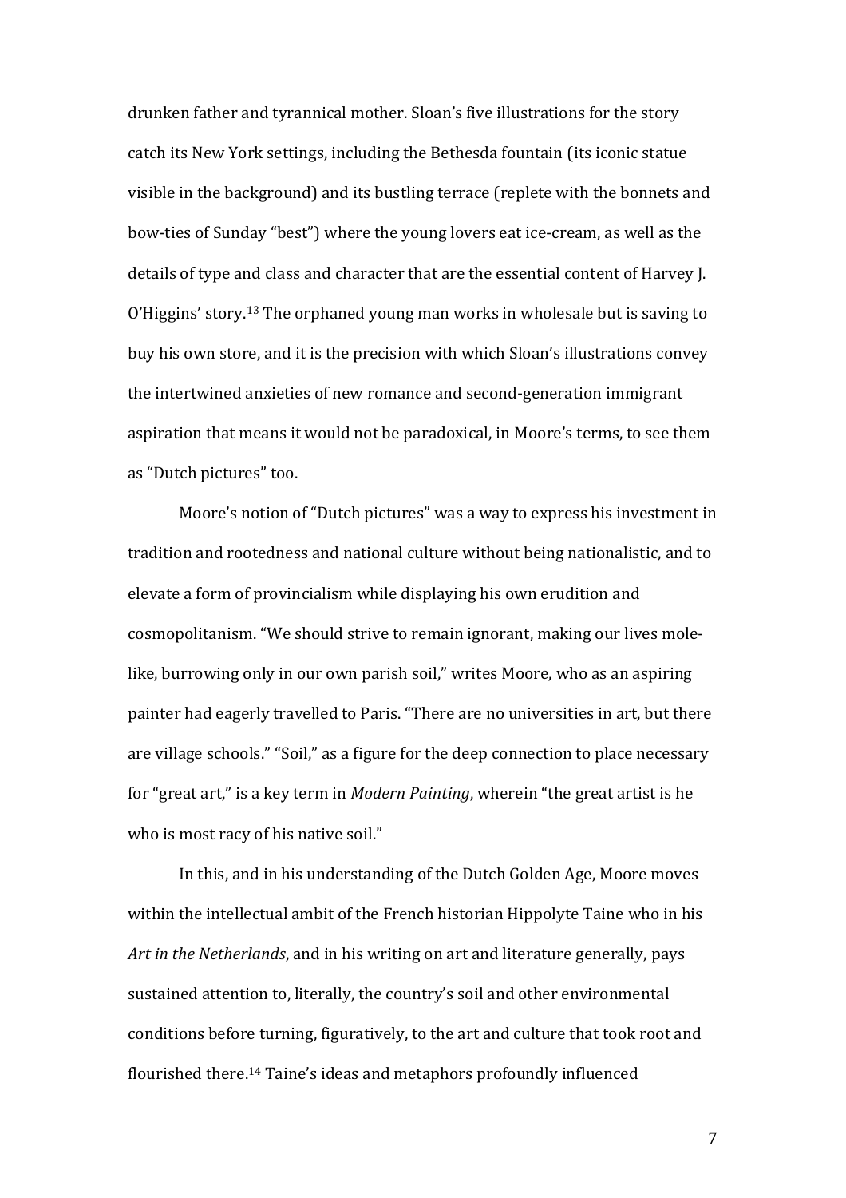drunken father and tyrannical mother. Sloan's five illustrations for the story catch its New York settings, including the Bethesda fountain (its iconic statue visible in the background) and its bustling terrace (replete with the bonnets and bow-ties of Sunday "best") where the young lovers eat ice-cream, as well as the details of type and class and character that are the essential content of Harvey J. O'Higgins' story.[13] The orphaned young man works in wholesale but is saving to buy his own store, and it is the precision with which Sloan's illustrations convey the intertwined anxieties of new romance and second-generation immigrant aspiration that means it would not be paradoxical, in Moore's terms, to see them as "Dutch pictures" too.

Moore's notion of "Dutch pictures" was a way to express his investment in tradition and rootedness and national culture without being nationalistic, and to elevate a form of provincialism while displaying his own erudition and cosmopolitanism. "We should strive to remain ignorant, making our lives mole-like, burrowing only in our own parish soil," writes Moore, who as an aspiring painter had eagerly travelled to Paris. "There are no universities in art, but there are village schools." "Soil," as a figure for the deep connection to place necessary for "great art," is a key term in *Modern Painting*, wherein "the great artist is he who is most racy of his native soil."

In this, and in his understanding of the Dutch Golden Age, Moore moves within the intellectual ambit of the French historian Hippolyte Taine who in his *Art in the Netherlands*, and in his writing on art and literature generally, pays sustained attention to, literally, the country's soil and other environmental conditions before turning, figuratively, to the art and culture that took root and flourished there.[14] Taine's ideas and metaphors profoundly influenced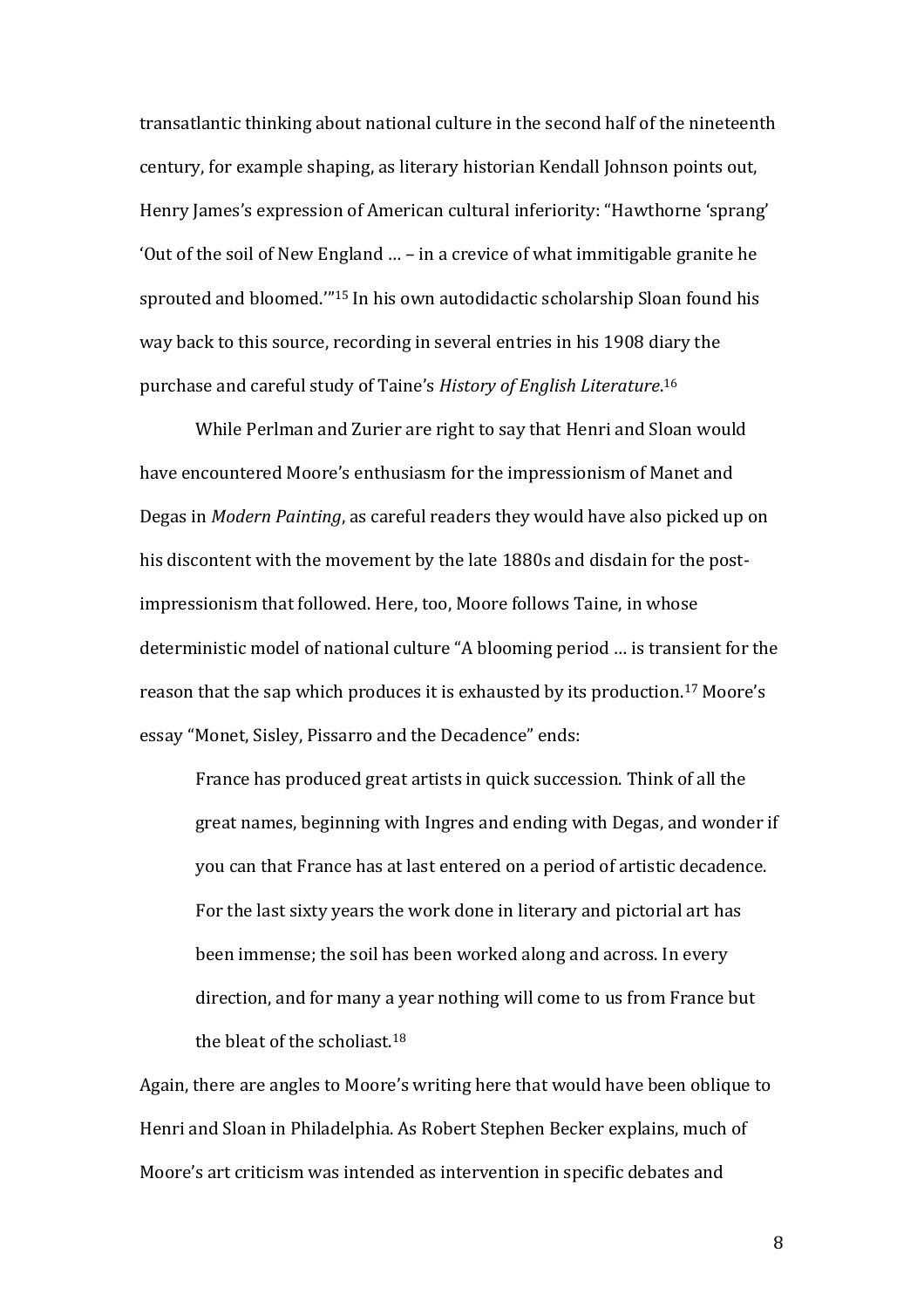transatlantic thinking about national culture in the second half of the nineteenth century, for example shaping, as literary historian Kendall Johnson points out, Henry James's expression of American cultural inferiority: "Hawthorne 'sprang' 'Out of the soil of New England … – in a crevice of what immitigable granite he sprouted and bloomed.'"[15] In his own autodidactic scholarship Sloan found his way back to this source, recording in several entries in his 1908 diary the purchase and careful study of Taine's *History of English Literature*.[16]

While Perlman and Zurier are right to say that Henri and Sloan would have encountered Moore's enthusiasm for the impressionism of Manet and Degas in *Modern Painting*, as careful readers they would have also picked up on his discontent with the movement by the late 1880s and disdain for the post-impressionism that followed. Here, too, Moore follows Taine, in whose deterministic model of national culture "A blooming period … is transient for the reason that the sap which produces it is exhausted by its production.[17] Moore's essay "Monet, Sisley, Pissarro and the Decadence" ends:

> France has produced great artists in quick succession. Think of all the great names, beginning with Ingres and ending with Degas, and wonder if you can that France has at last entered on a period of artistic decadence. For the last sixty years the work done in literary and pictorial art has been immense; the soil has been worked along and across. In every direction, and for many a year nothing will come to us from France but the bleat of the scholiast.[18]

Again, there are angles to Moore's writing here that would have been oblique to Henri and Sloan in Philadelphia. As Robert Stephen Becker explains, much of Moore's art criticism was intended as intervention in specific debates and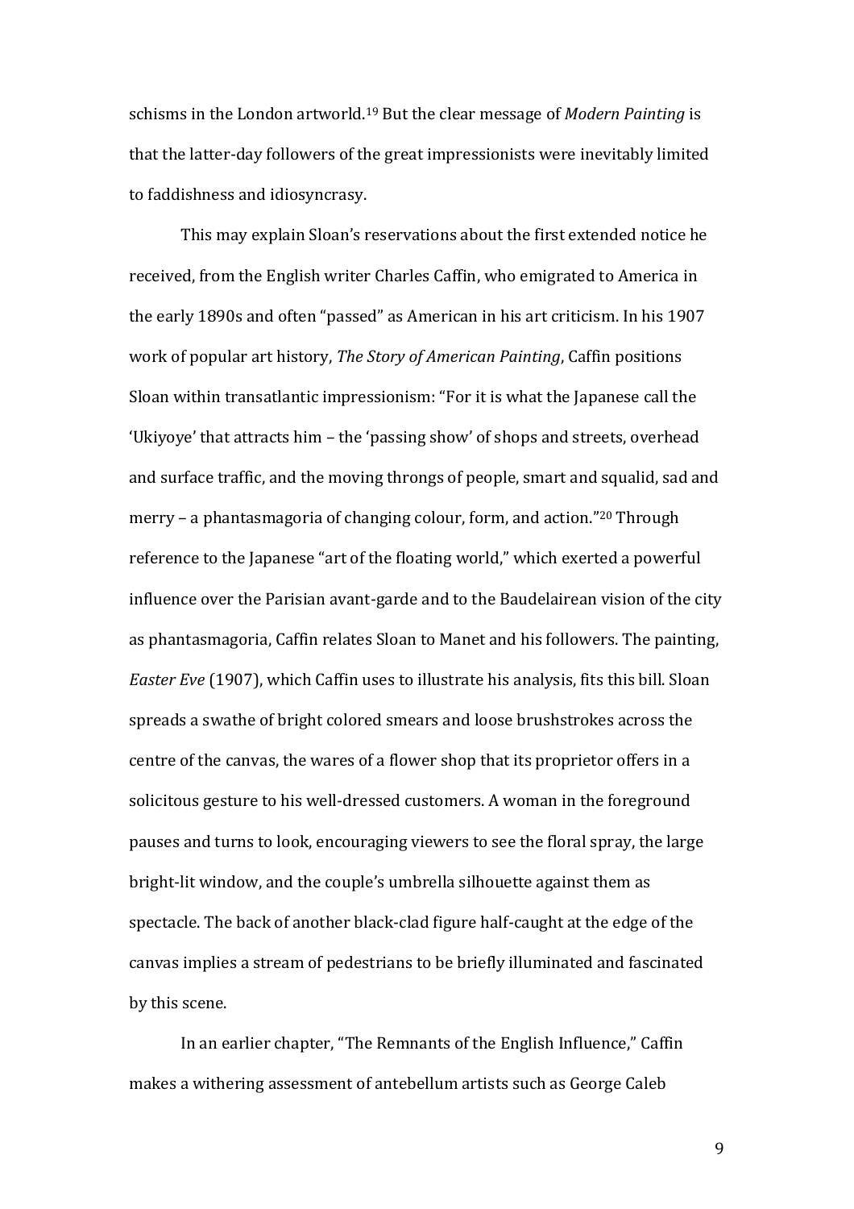schisms in the London artworld.[19] But the clear message of *Modern Painting* is that the latter-day followers of the great impressionists were inevitably limited to faddishness and idiosyncrasy.

This may explain Sloan's reservations about the first extended notice he received, from the English writer Charles Caffin, who emigrated to America in the early 1890s and often "passed" as American in his art criticism. In his 1907 work of popular art history, *The Story of American Painting*, Caffin positions Sloan within transatlantic impressionism: "For it is what the Japanese call the 'Ukiyoye' that attracts him – the 'passing show' of shops and streets, overhead and surface traffic, and the moving throngs of people, smart and squalid, sad and merry – a phantasmagoria of changing colour, form, and action."[20] Through reference to the Japanese "art of the floating world," which exerted a powerful influence over the Parisian avant-garde and to the Baudelairean vision of the city as phantasmagoria, Caffin relates Sloan to Manet and his followers. The painting, *Easter Eve* (1907), which Caffin uses to illustrate his analysis, fits this bill. Sloan spreads a swathe of bright colored smears and loose brushstrokes across the centre of the canvas, the wares of a flower shop that its proprietor offers in a solicitous gesture to his well-dressed customers. A woman in the foreground pauses and turns to look, encouraging viewers to see the floral spray, the large bright-lit window, and the couple's umbrella silhouette against them as spectacle. The back of another black-clad figure half-caught at the edge of the canvas implies a stream of pedestrians to be briefly illuminated and fascinated by this scene.

In an earlier chapter, "The Remnants of the English Influence," Caffin makes a withering assessment of antebellum artists such as George Caleb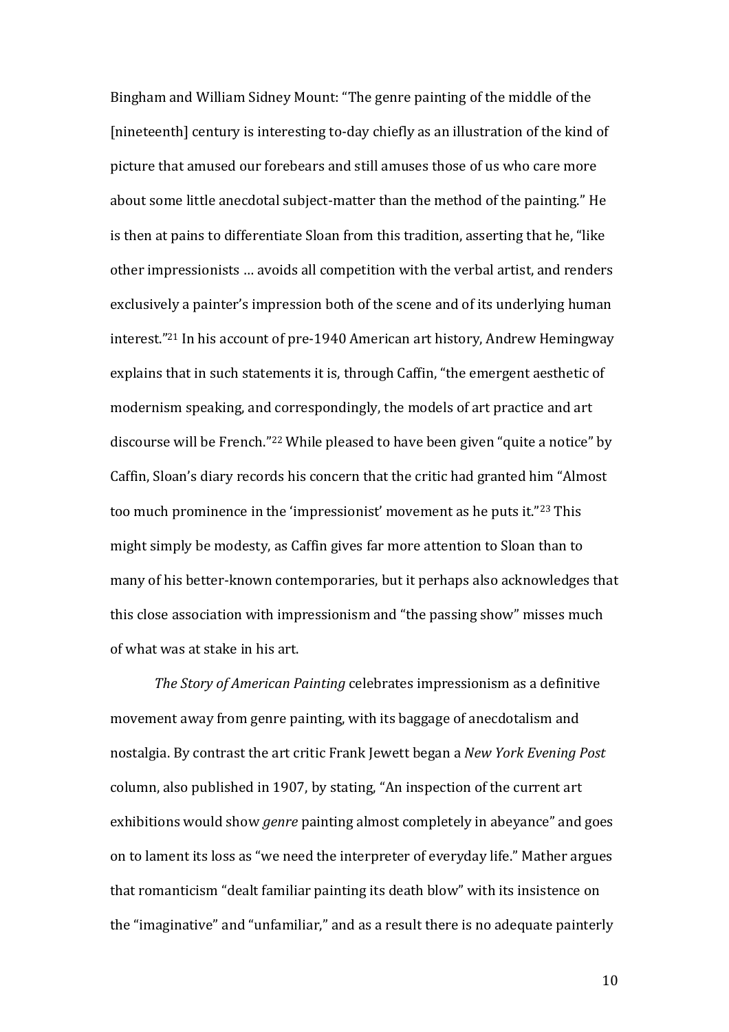Bingham and William Sidney Mount: "The genre painting of the middle of the [nineteenth] century is interesting to-day chiefly as an illustration of the kind of picture that amused our forebears and still amuses those of us who care more about some little anecdotal subject-matter than the method of the painting." He is then at pains to differentiate Sloan from this tradition, asserting that he, "like other impressionists … avoids all competition with the verbal artist, and renders exclusively a painter's impression both of the scene and of its underlying human interest."[21] In his account of pre-1940 American art history, Andrew Hemingway explains that in such statements it is, through Caffin, "the emergent aesthetic of modernism speaking, and correspondingly, the models of art practice and art discourse will be French."[22] While pleased to have been given "quite a notice" by Caffin, Sloan's diary records his concern that the critic had granted him "Almost too much prominence in the 'impressionist' movement as he puts it."[23] This might simply be modesty, as Caffin gives far more attention to Sloan than to many of his better-known contemporaries, but it perhaps also acknowledges that this close association with impressionism and "the passing show" misses much of what was at stake in his art.

*The Story of American Painting* celebrates impressionism as a definitive movement away from genre painting, with its baggage of anecdotalism and nostalgia. By contrast the art critic Frank Jewett began a *New York Evening Post* column, also published in 1907, by stating, "An inspection of the current art exhibitions would show *genre* painting almost completely in abeyance" and goes on to lament its loss as "we need the interpreter of everyday life." Mather argues that romanticism "dealt familiar painting its death blow" with its insistence on the "imaginative" and "unfamiliar," and as a result there is no adequate painterly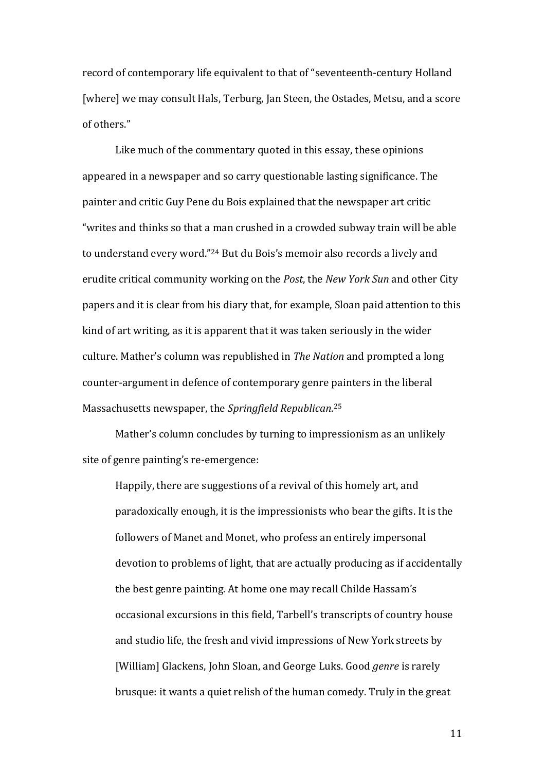record of contemporary life equivalent to that of "seventeenth-century Holland [where] we may consult Hals, Terburg, Jan Steen, the Ostades, Metsu, and a score of others."

Like much of the commentary quoted in this essay, these opinions appeared in a newspaper and so carry questionable lasting significance. The painter and critic Guy Pene du Bois explained that the newspaper art critic "writes and thinks so that a man crushed in a crowded subway train will be able to understand every word."[24] But du Bois's memoir also records a lively and erudite critical community working on the *Post*, the *New York Sun* and other City papers and it is clear from his diary that, for example, Sloan paid attention to this kind of art writing, as it is apparent that it was taken seriously in the wider culture. Mather's column was republished in *The Nation* and prompted a long counter-argument in defence of contemporary genre painters in the liberal Massachusetts newspaper, the *Springfield Republican*.[25]

Mather's column concludes by turning to impressionism as an unlikely site of genre painting's re-emergence:

> Happily, there are suggestions of a revival of this homely art, and paradoxically enough, it is the impressionists who bear the gifts. It is the followers of Manet and Monet, who profess an entirely impersonal devotion to problems of light, that are actually producing as if accidentally the best genre painting. At home one may recall Childe Hassam's occasional excursions in this field, Tarbell's transcripts of country house and studio life, the fresh and vivid impressions of New York streets by [William] Glackens, John Sloan, and George Luks. Good *genre* is rarely brusque: it wants a quiet relish of the human comedy. Truly in the great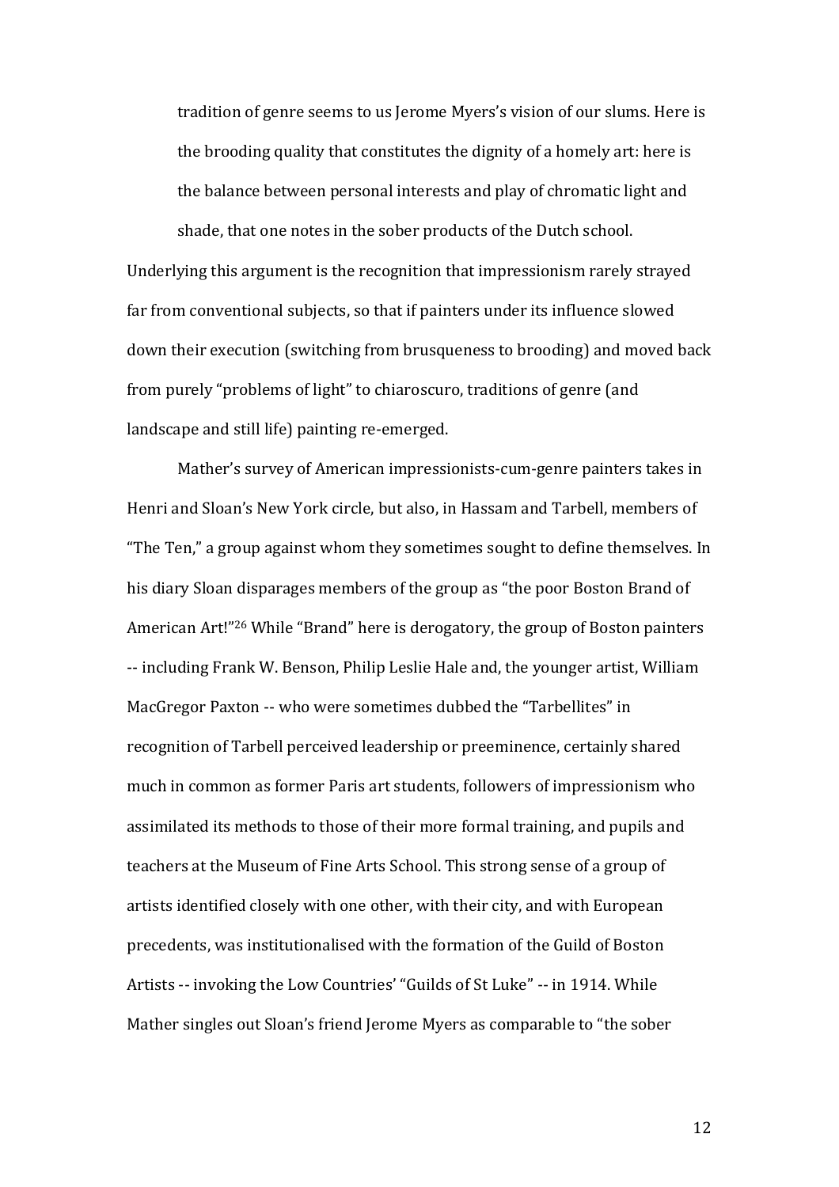> tradition of genre seems to us Jerome Myers's vision of our slums. Here is the brooding quality that constitutes the dignity of a homely art: here is the balance between personal interests and play of chromatic light and shade, that one notes in the sober products of the Dutch school.

Underlying this argument is the recognition that impressionism rarely strayed far from conventional subjects, so that if painters under its influence slowed down their execution (switching from brusqueness to brooding) and moved back from purely "problems of light" to chiaroscuro, traditions of genre (and landscape and still life) painting re-emerged.

Mather's survey of American impressionists-cum-genre painters takes in Henri and Sloan's New York circle, but also, in Hassam and Tarbell, members of "The Ten," a group against whom they sometimes sought to define themselves. In his diary Sloan disparages members of the group as "the poor Boston Brand of American Art!"[26] While "Brand" here is derogatory, the group of Boston painters -- including Frank W. Benson, Philip Leslie Hale and, the younger artist, William MacGregor Paxton -- who were sometimes dubbed the "Tarbellites" in recognition of Tarbell perceived leadership or preeminence, certainly shared much in common as former Paris art students, followers of impressionism who assimilated its methods to those of their more formal training, and pupils and teachers at the Museum of Fine Arts School. This strong sense of a group of artists identified closely with one other, with their city, and with European precedents, was institutionalised with the formation of the Guild of Boston Artists -- invoking the Low Countries' "Guilds of St Luke" -- in 1914. While Mather singles out Sloan's friend Jerome Myers as comparable to "the sober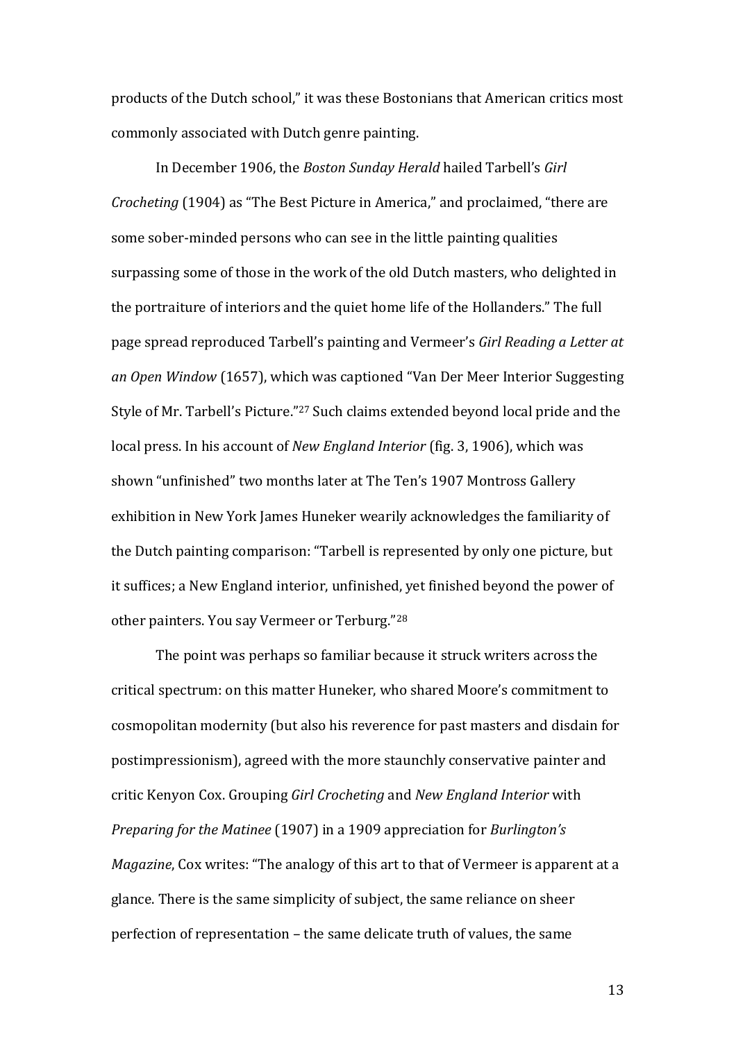products of the Dutch school," it was these Bostonians that American critics most commonly associated with Dutch genre painting.

In December 1906, the *Boston Sunday Herald* hailed Tarbell's *Girl Crocheting* (1904) as "The Best Picture in America," and proclaimed, "there are some sober-minded persons who can see in the little painting qualities surpassing some of those in the work of the old Dutch masters, who delighted in the portraiture of interiors and the quiet home life of the Hollanders." The full page spread reproduced Tarbell's painting and Vermeer's *Girl Reading a Letter at an Open Window* (1657), which was captioned "Van Der Meer Interior Suggesting Style of Mr. Tarbell's Picture."[27] Such claims extended beyond local pride and the local press. In his account of *New England Interior* (fig. 3, 1906), which was shown "unfinished" two months later at The Ten's 1907 Montross Gallery exhibition in New York James Huneker wearily acknowledges the familiarity of the Dutch painting comparison: "Tarbell is represented by only one picture, but it suffices; a New England interior, unfinished, yet finished beyond the power of other painters. You say Vermeer or Terburg."[28]

The point was perhaps so familiar because it struck writers across the critical spectrum: on this matter Huneker, who shared Moore's commitment to cosmopolitan modernity (but also his reverence for past masters and disdain for postimpressionism), agreed with the more staunchly conservative painter and critic Kenyon Cox. Grouping *Girl Crocheting* and *New England Interior* with *Preparing for the Matinee* (1907) in a 1909 appreciation for *Burlington's Magazine*, Cox writes: "The analogy of this art to that of Vermeer is apparent at a glance. There is the same simplicity of subject, the same reliance on sheer perfection of representation – the same delicate truth of values, the same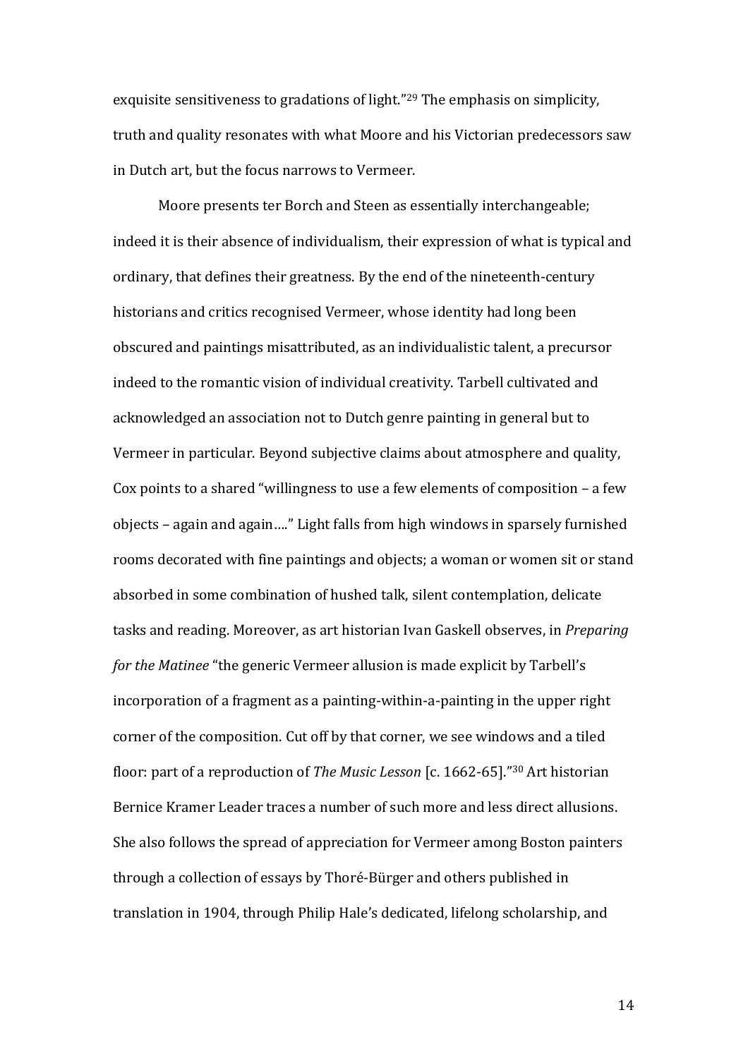exquisite sensitiveness to gradations of light."[29] The emphasis on simplicity, truth and quality resonates with what Moore and his Victorian predecessors saw in Dutch art, but the focus narrows to Vermeer.

Moore presents ter Borch and Steen as essentially interchangeable; indeed it is their absence of individualism, their expression of what is typical and ordinary, that defines their greatness. By the end of the nineteenth-century historians and critics recognised Vermeer, whose identity had long been obscured and paintings misattributed, as an individualistic talent, a precursor indeed to the romantic vision of individual creativity. Tarbell cultivated and acknowledged an association not to Dutch genre painting in general but to Vermeer in particular. Beyond subjective claims about atmosphere and quality, Cox points to a shared "willingness to use a few elements of composition – a few objects – again and again…." Light falls from high windows in sparsely furnished rooms decorated with fine paintings and objects; a woman or women sit or stand absorbed in some combination of hushed talk, silent contemplation, delicate tasks and reading. Moreover, as art historian Ivan Gaskell observes, in *Preparing for the Matinee* "the generic Vermeer allusion is made explicit by Tarbell's incorporation of a fragment as a painting-within-a-painting in the upper right corner of the composition. Cut off by that corner, we see windows and a tiled floor: part of a reproduction of *The Music Lesson* [c. 1662-65]."[30] Art historian Bernice Kramer Leader traces a number of such more and less direct allusions. She also follows the spread of appreciation for Vermeer among Boston painters through a collection of essays by Thoré-Bürger and others published in translation in 1904, through Philip Hale's dedicated, lifelong scholarship, and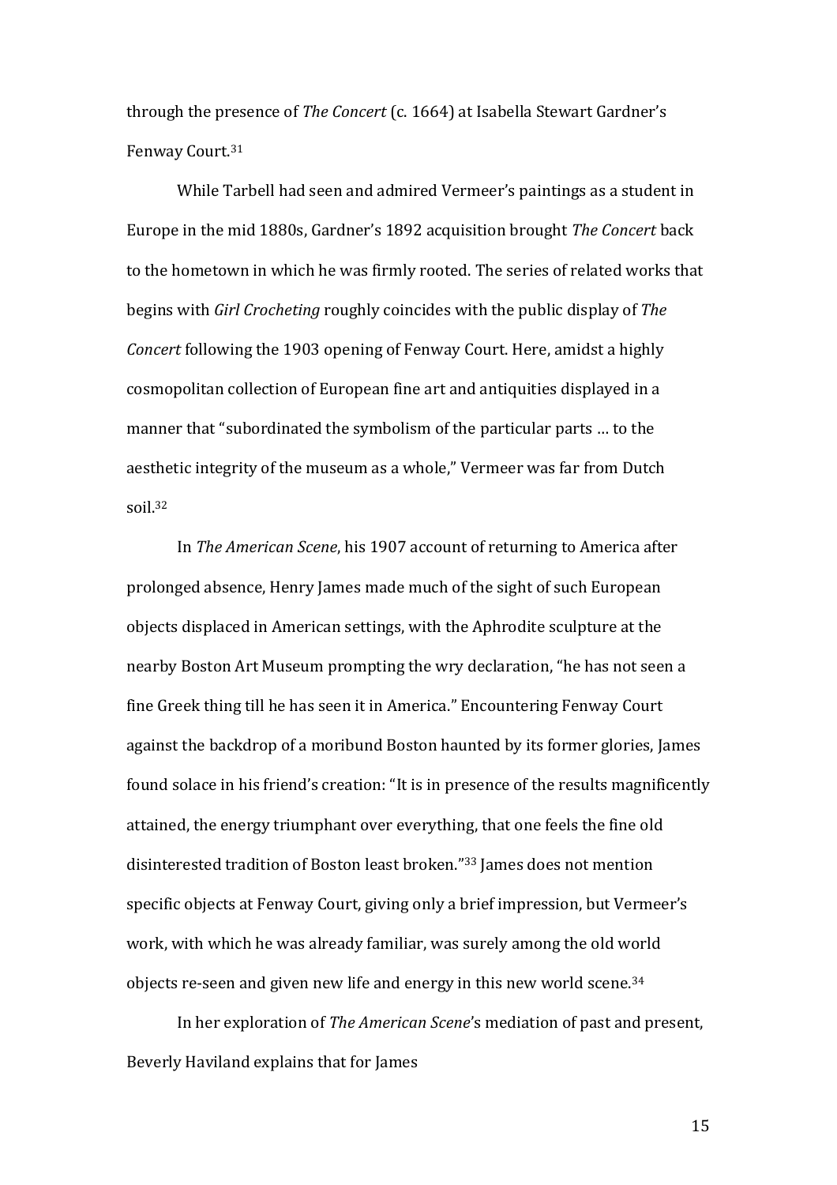through the presence of *The Concert* (c. 1664) at Isabella Stewart Gardner's Fenway Court.[31]

While Tarbell had seen and admired Vermeer's paintings as a student in Europe in the mid 1880s, Gardner's 1892 acquisition brought *The Concert* back to the hometown in which he was firmly rooted. The series of related works that begins with *Girl Crocheting* roughly coincides with the public display of *The Concert* following the 1903 opening of Fenway Court. Here, amidst a highly cosmopolitan collection of European fine art and antiquities displayed in a manner that "subordinated the symbolism of the particular parts … to the aesthetic integrity of the museum as a whole," Vermeer was far from Dutch soil.[32]

In *The American Scene*, his 1907 account of returning to America after prolonged absence, Henry James made much of the sight of such European objects displaced in American settings, with the Aphrodite sculpture at the nearby Boston Art Museum prompting the wry declaration, "he has not seen a fine Greek thing till he has seen it in America." Encountering Fenway Court against the backdrop of a moribund Boston haunted by its former glories, James found solace in his friend's creation: "It is in presence of the results magnificently attained, the energy triumphant over everything, that one feels the fine old disinterested tradition of Boston least broken."[33] James does not mention specific objects at Fenway Court, giving only a brief impression, but Vermeer's work, with which he was already familiar, was surely among the old world objects re-seen and given new life and energy in this new world scene.[34]

In her exploration of *The American Scene*'s mediation of past and present, Beverly Haviland explains that for James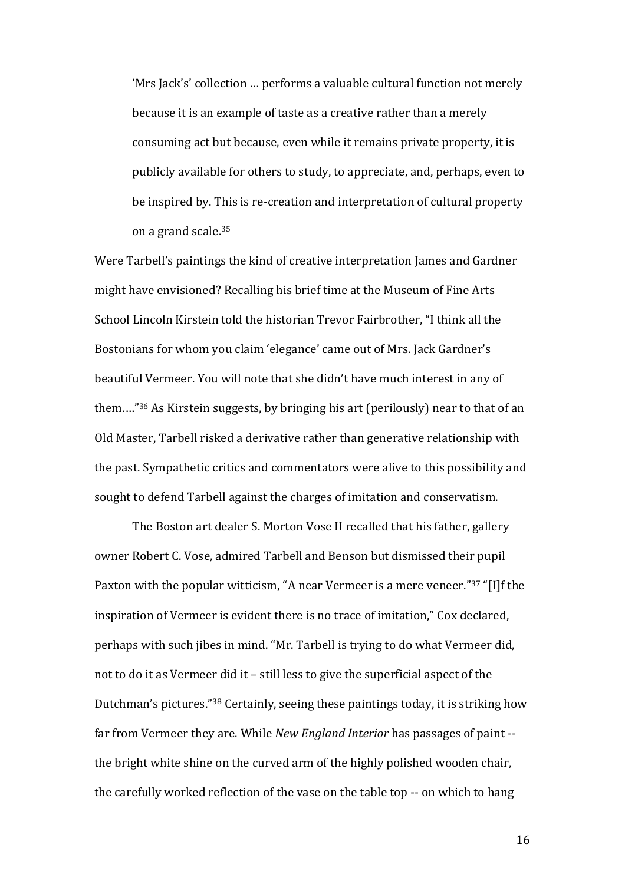> 'Mrs Jack's' collection … performs a valuable cultural function not merely because it is an example of taste as a creative rather than a merely consuming act but because, even while it remains private property, it is publicly available for others to study, to appreciate, and, perhaps, even to be inspired by. This is re-creation and interpretation of cultural property on a grand scale.[35]

Were Tarbell's paintings the kind of creative interpretation James and Gardner might have envisioned? Recalling his brief time at the Museum of Fine Arts School Lincoln Kirstein told the historian Trevor Fairbrother, "I think all the Bostonians for whom you claim 'elegance' came out of Mrs. Jack Gardner's beautiful Vermeer. You will note that she didn't have much interest in any of them…."[36] As Kirstein suggests, by bringing his art (perilously) near to that of an Old Master, Tarbell risked a derivative rather than generative relationship with the past. Sympathetic critics and commentators were alive to this possibility and sought to defend Tarbell against the charges of imitation and conservatism.

The Boston art dealer S. Morton Vose II recalled that his father, gallery owner Robert C. Vose, admired Tarbell and Benson but dismissed their pupil Paxton with the popular witticism, "A near Vermeer is a mere veneer."[37] "[I]f the inspiration of Vermeer is evident there is no trace of imitation," Cox declared, perhaps with such jibes in mind. "Mr. Tarbell is trying to do what Vermeer did, not to do it as Vermeer did it – still less to give the superficial aspect of the Dutchman's pictures."[38] Certainly, seeing these paintings today, it is striking how far from Vermeer they are. While *New England Interior* has passages of paint -- the bright white shine on the curved arm of the highly polished wooden chair, the carefully worked reflection of the vase on the table top -- on which to hang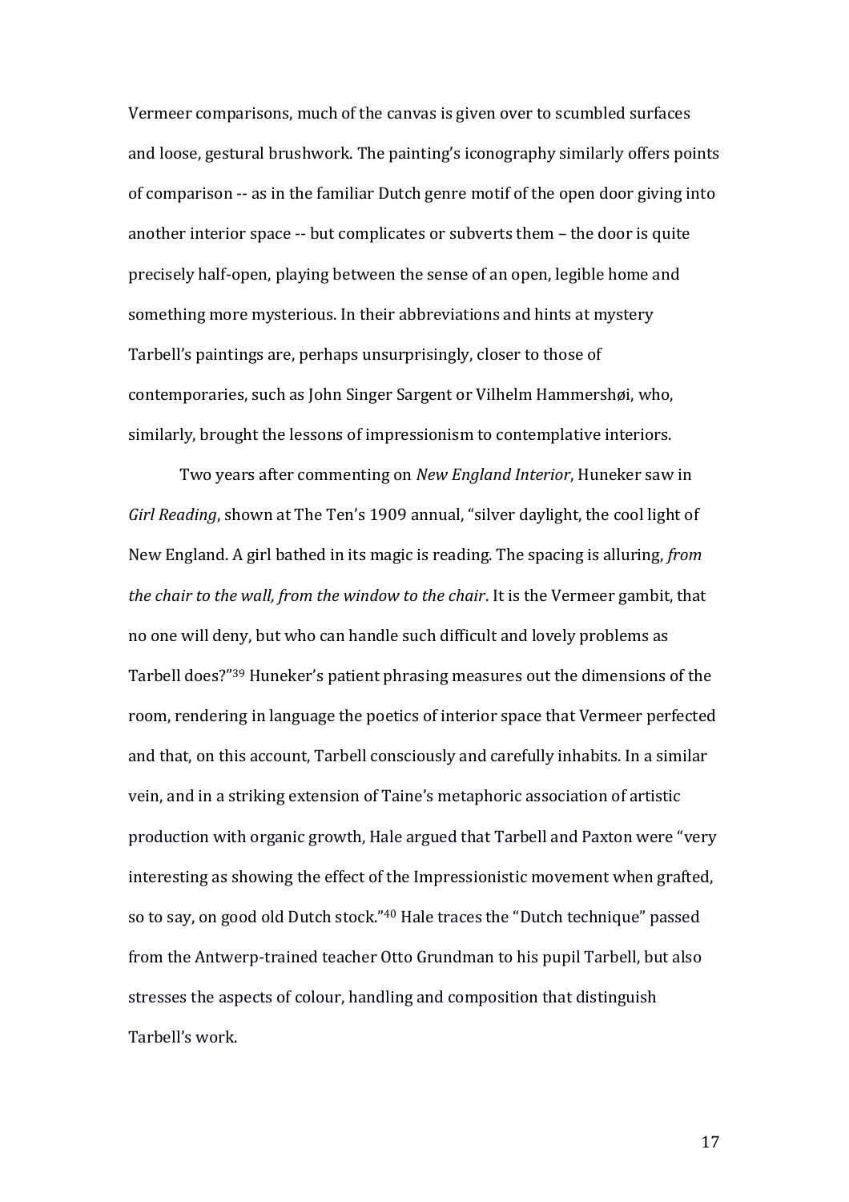Vermeer comparisons, much of the canvas is given over to scumbled surfaces and loose, gestural brushwork. The painting's iconography similarly offers points of comparison -- as in the familiar Dutch genre motif of the open door giving into another interior space -- but complicates or subverts them – the door is quite precisely half-open, playing between the sense of an open, legible home and something more mysterious. In their abbreviations and hints at mystery Tarbell's paintings are, perhaps unsurprisingly, closer to those of contemporaries, such as John Singer Sargent or Vilhelm Hammershøi, who, similarly, brought the lessons of impressionism to contemplative interiors.

Two years after commenting on *New England Interior*, Huneker saw in *Girl Reading*, shown at The Ten's 1909 annual, "silver daylight, the cool light of New England. A girl bathed in its magic is reading. The spacing is alluring, *from the chair to the wall, from the window to the chair*. It is the Vermeer gambit, that no one will deny, but who can handle such difficult and lovely problems as Tarbell does?"[39] Huneker's patient phrasing measures out the dimensions of the room, rendering in language the poetics of interior space that Vermeer perfected and that, on this account, Tarbell consciously and carefully inhabits. In a similar vein, and in a striking extension of Taine's metaphoric association of artistic production with organic growth, Hale argued that Tarbell and Paxton were "very interesting as showing the effect of the Impressionistic movement when grafted, so to say, on good old Dutch stock."[40] Hale traces the "Dutch technique" passed from the Antwerp-trained teacher Otto Grundman to his pupil Tarbell, but also stresses the aspects of colour, handling and composition that distinguish Tarbell's work.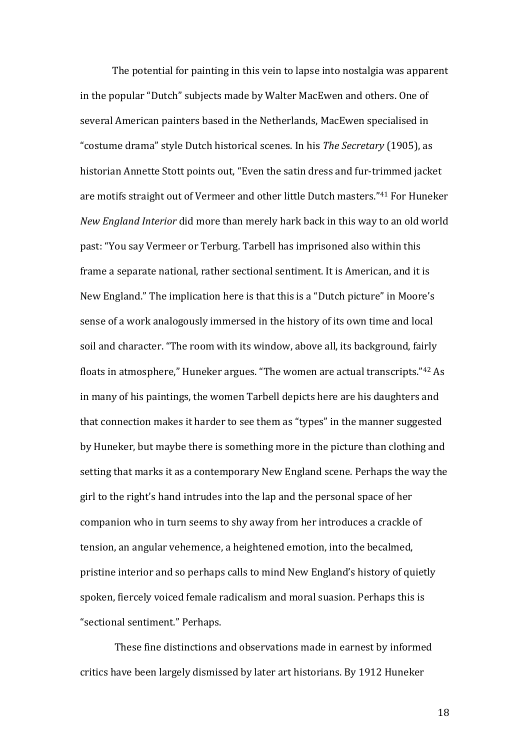The potential for painting in this vein to lapse into nostalgia was apparent in the popular "Dutch" subjects made by Walter MacEwen and others. One of several American painters based in the Netherlands, MacEwen specialised in "costume drama" style Dutch historical scenes. In his *The Secretary* (1905), as historian Annette Stott points out, "Even the satin dress and fur-trimmed jacket are motifs straight out of Vermeer and other little Dutch masters."[41] For Huneker *New England Interior* did more than merely hark back in this way to an old world past: "You say Vermeer or Terburg. Tarbell has imprisoned also within this frame a separate national, rather sectional sentiment. It is American, and it is New England." The implication here is that this is a "Dutch picture" in Moore's sense of a work analogously immersed in the history of its own time and local soil and character. "The room with its window, above all, its background, fairly floats in atmosphere," Huneker argues. "The women are actual transcripts."[42] As in many of his paintings, the women Tarbell depicts here are his daughters and that connection makes it harder to see them as "types" in the manner suggested by Huneker, but maybe there is something more in the picture than clothing and setting that marks it as a contemporary New England scene. Perhaps the way the girl to the right's hand intrudes into the lap and the personal space of her companion who in turn seems to shy away from her introduces a crackle of tension, an angular vehemence, a heightened emotion, into the becalmed, pristine interior and so perhaps calls to mind New England's history of quietly spoken, fiercely voiced female radicalism and moral suasion. Perhaps this is "sectional sentiment." Perhaps.

These fine distinctions and observations made in earnest by informed critics have been largely dismissed by later art historians. By 1912 Huneker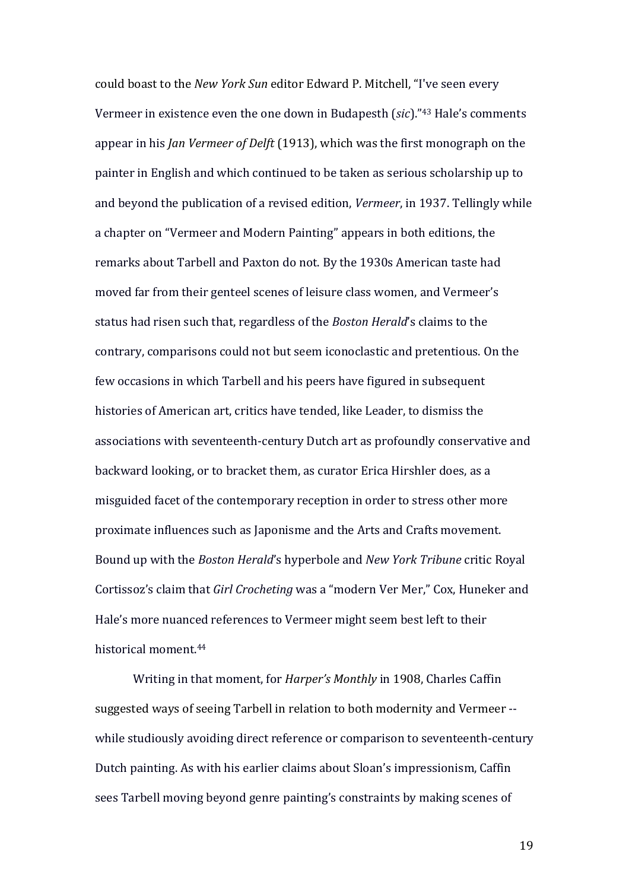could boast to the *New York Sun* editor Edward P. Mitchell, "I've seen every Vermeer in existence even the one down in Budapesth (*sic*)."[43] Hale's comments appear in his *Jan Vermeer of Delft* (1913), which was the first monograph on the painter in English and which continued to be taken as serious scholarship up to and beyond the publication of a revised edition, *Vermeer*, in 1937. Tellingly while a chapter on "Vermeer and Modern Painting" appears in both editions, the remarks about Tarbell and Paxton do not. By the 1930s American taste had moved far from their genteel scenes of leisure class women, and Vermeer's status had risen such that, regardless of the *Boston Herald*'s claims to the contrary, comparisons could not but seem iconoclastic and pretentious. On the few occasions in which Tarbell and his peers have figured in subsequent histories of American art, critics have tended, like Leader, to dismiss the associations with seventeenth-century Dutch art as profoundly conservative and backward looking, or to bracket them, as curator Erica Hirshler does, as a misguided facet of the contemporary reception in order to stress other more proximate influences such as Japonisme and the Arts and Crafts movement. Bound up with the *Boston Herald*'s hyperbole and *New York Tribune* critic Royal Cortissoz's claim that *Girl Crocheting* was a "modern Ver Mer," Cox, Huneker and Hale's more nuanced references to Vermeer might seem best left to their historical moment.[44]

Writing in that moment, for *Harper's Monthly* in 1908, Charles Caffin suggested ways of seeing Tarbell in relation to both modernity and Vermeer -- while studiously avoiding direct reference or comparison to seventeenth-century Dutch painting. As with his earlier claims about Sloan's impressionism, Caffin sees Tarbell moving beyond genre painting's constraints by making scenes of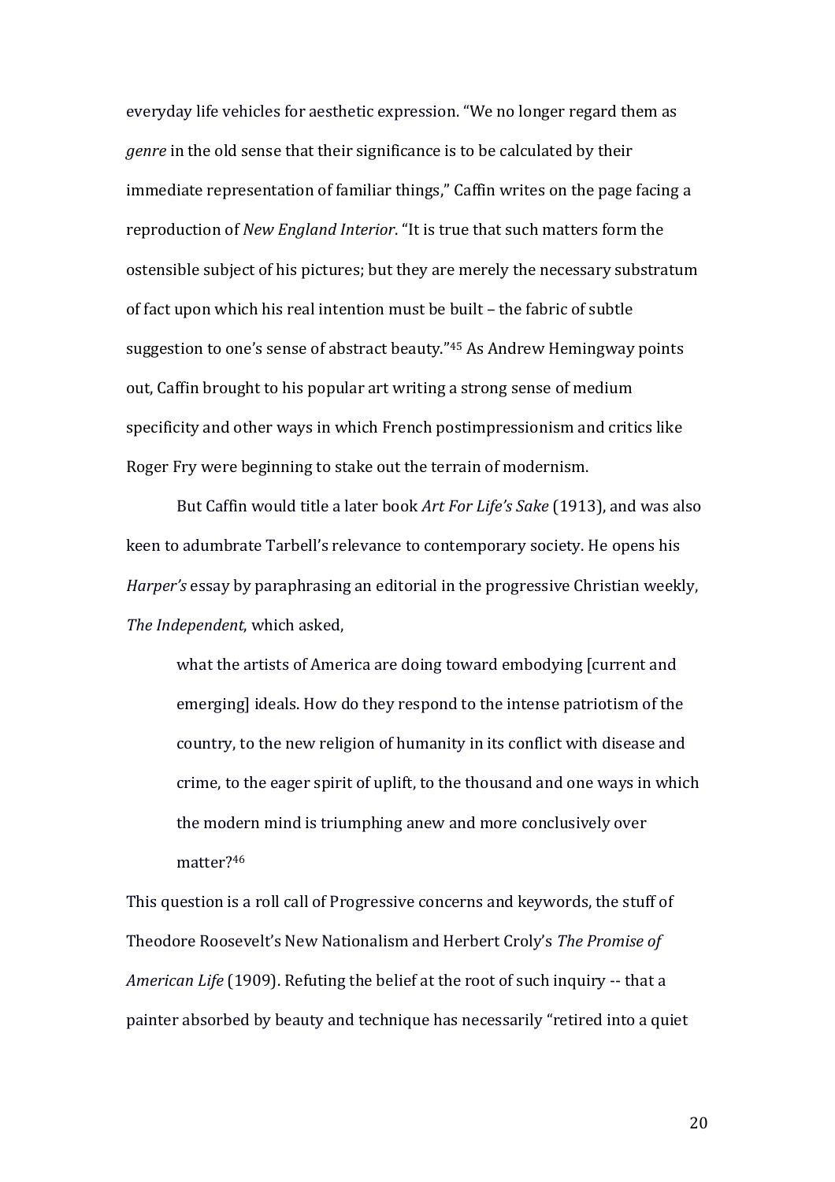everyday life vehicles for aesthetic expression. “We no longer regard them as *genre* in the old sense that their significance is to be calculated by their immediate representation of familiar things,” Caffin writes on the page facing a reproduction of *New England Interior*. “It is true that such matters form the ostensible subject of his pictures; but they are merely the necessary substratum of fact upon which his real intention must be built – the fabric of subtle suggestion to one’s sense of abstract beauty.”[45] As Andrew Hemingway points out, Caffin brought to his popular art writing a strong sense of medium specificity and other ways in which French postimpressionism and critics like Roger Fry were beginning to stake out the terrain of modernism.

But Caffin would title a later book *Art For Life’s Sake* (1913), and was also keen to adumbrate Tarbell’s relevance to contemporary society. He opens his *Harper’s* essay by paraphrasing an editorial in the progressive Christian weekly, *The Independent*, which asked,

> what the artists of America are doing toward embodying [current and emerging] ideals. How do they respond to the intense patriotism of the country, to the new religion of humanity in its conflict with disease and crime, to the eager spirit of uplift, to the thousand and one ways in which the modern mind is triumphing anew and more conclusively over matter?[46]

This question is a roll call of Progressive concerns and keywords, the stuff of Theodore Roosevelt’s New Nationalism and Herbert Croly’s *The Promise of American Life* (1909). Refuting the belief at the root of such inquiry -- that a painter absorbed by beauty and technique has necessarily “retired into a quiet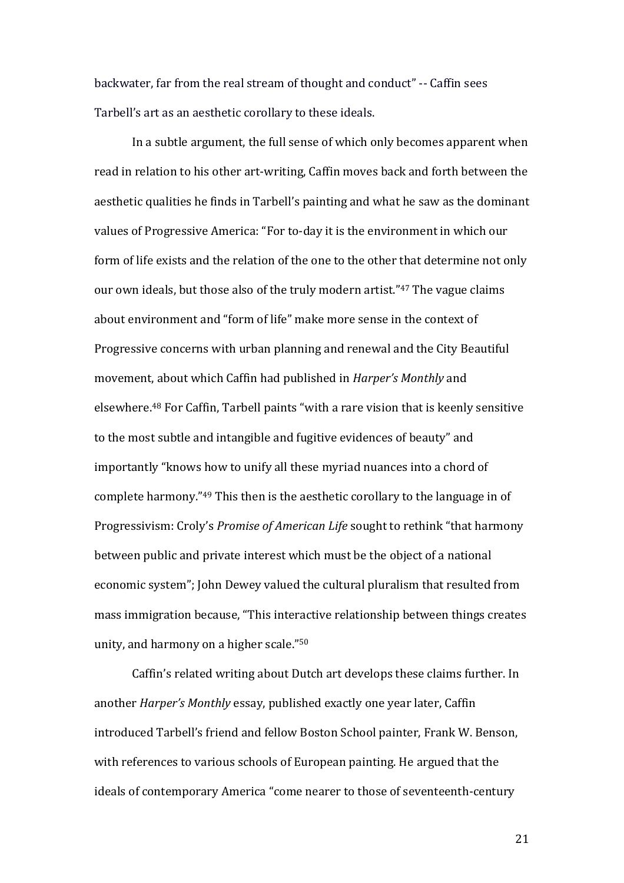backwater, far from the real stream of thought and conduct" -- Caffin sees Tarbell's art as an aesthetic corollary to these ideals.

In a subtle argument, the full sense of which only becomes apparent when read in relation to his other art-writing, Caffin moves back and forth between the aesthetic qualities he finds in Tarbell's painting and what he saw as the dominant values of Progressive America: "For to-day it is the environment in which our form of life exists and the relation of the one to the other that determine not only our own ideals, but those also of the truly modern artist."[47] The vague claims about environment and "form of life" make more sense in the context of Progressive concerns with urban planning and renewal and the City Beautiful movement, about which Caffin had published in *Harper's Monthly* and elsewhere.[48] For Caffin, Tarbell paints "with a rare vision that is keenly sensitive to the most subtle and intangible and fugitive evidences of beauty" and importantly "knows how to unify all these myriad nuances into a chord of complete harmony."[49] This then is the aesthetic corollary to the language in of Progressivism: Croly's *Promise of American Life* sought to rethink "that harmony between public and private interest which must be the object of a national economic system"; John Dewey valued the cultural pluralism that resulted from mass immigration because, "This interactive relationship between things creates unity, and harmony on a higher scale."[50]

Caffin's related writing about Dutch art develops these claims further. In another *Harper's Monthly* essay, published exactly one year later, Caffin introduced Tarbell's friend and fellow Boston School painter, Frank W. Benson, with references to various schools of European painting. He argued that the ideals of contemporary America "come nearer to those of seventeenth-century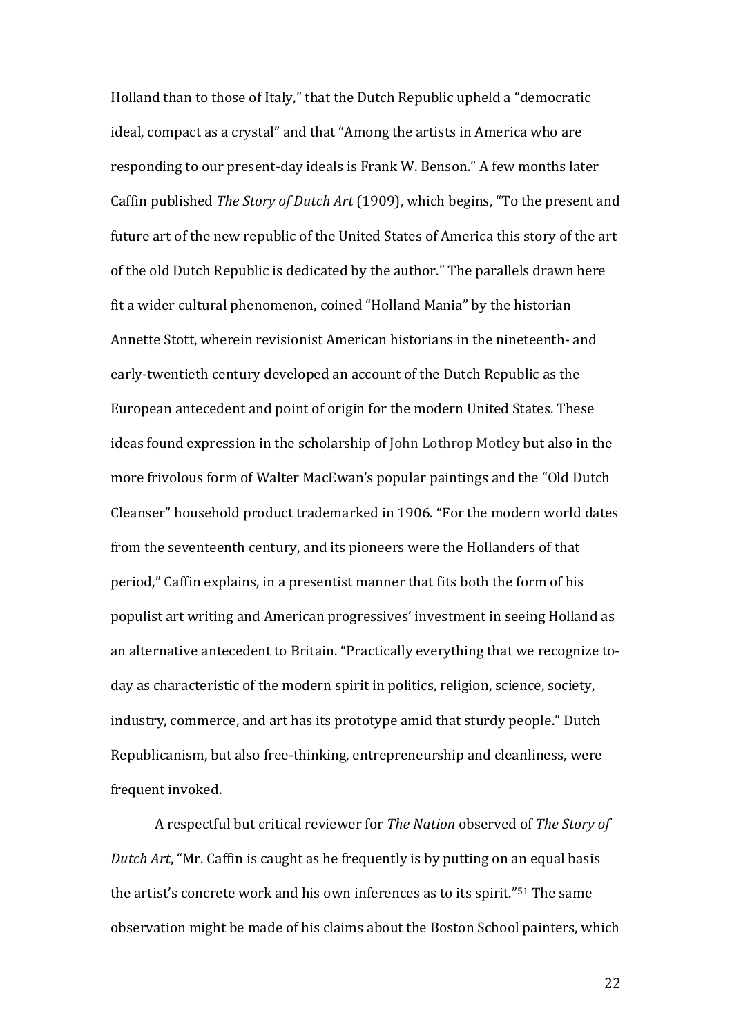Holland than to those of Italy," that the Dutch Republic upheld a "democratic ideal, compact as a crystal" and that "Among the artists in America who are responding to our present-day ideals is Frank W. Benson." A few months later Caffin published *The Story of Dutch Art* (1909), which begins, "To the present and future art of the new republic of the United States of America this story of the art of the old Dutch Republic is dedicated by the author." The parallels drawn here fit a wider cultural phenomenon, coined "Holland Mania" by the historian Annette Stott, wherein revisionist American historians in the nineteenth- and early-twentieth century developed an account of the Dutch Republic as the European antecedent and point of origin for the modern United States. These ideas found expression in the scholarship of John Lothrop Motley but also in the more frivolous form of Walter MacEwan's popular paintings and the "Old Dutch Cleanser" household product trademarked in 1906. "For the modern world dates from the seventeenth century, and its pioneers were the Hollanders of that period," Caffin explains, in a presentist manner that fits both the form of his populist art writing and American progressives' investment in seeing Holland as an alternative antecedent to Britain. "Practically everything that we recognize to-day as characteristic of the modern spirit in politics, religion, science, society, industry, commerce, and art has its prototype amid that sturdy people." Dutch Republicanism, but also free-thinking, entrepreneurship and cleanliness, were frequent invoked.

A respectful but critical reviewer for *The Nation* observed of *The Story of Dutch Art*, "Mr. Caffin is caught as he frequently is by putting on an equal basis the artist's concrete work and his own inferences as to its spirit."[51] The same observation might be made of his claims about the Boston School painters, which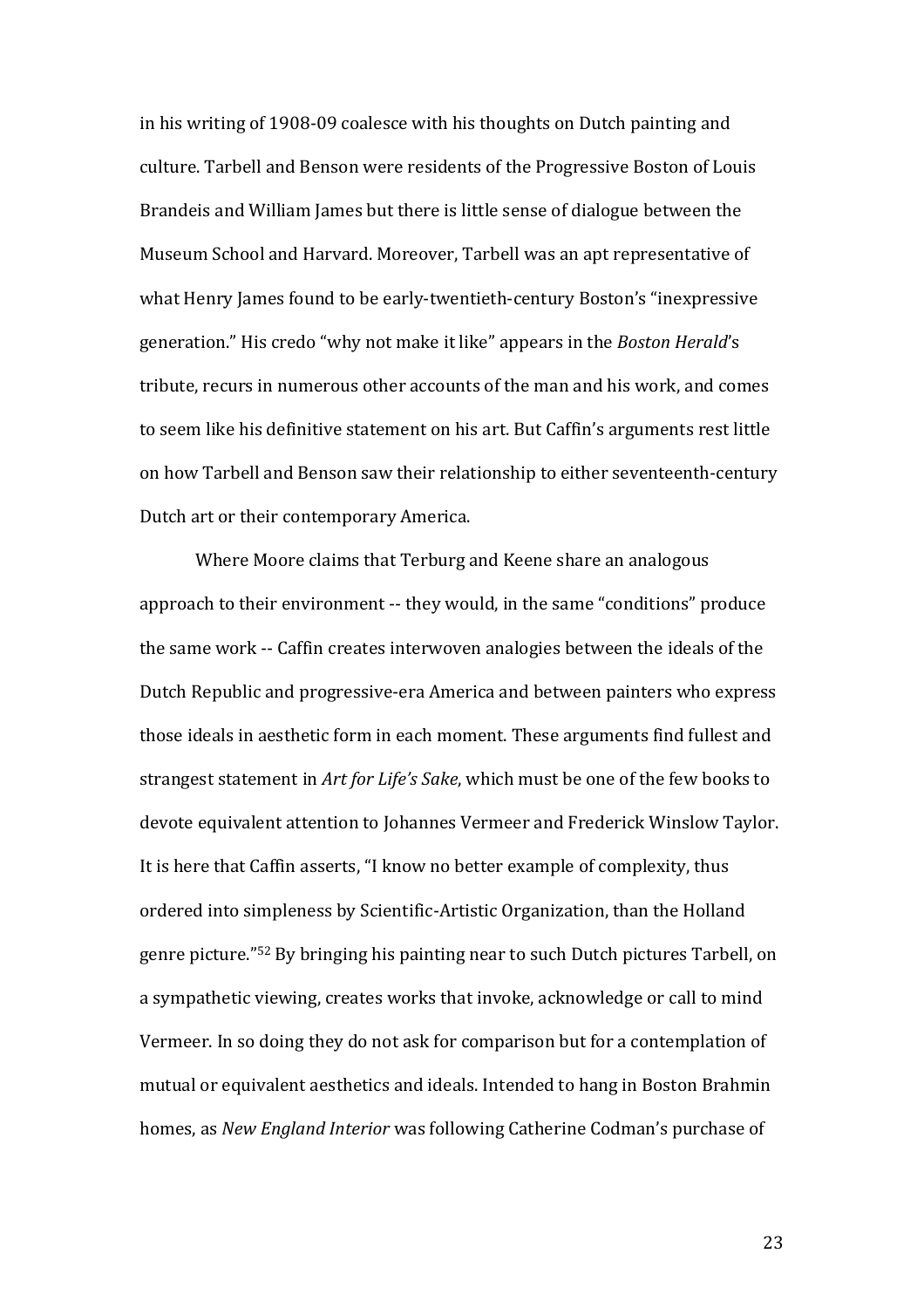in his writing of 1908-09 coalesce with his thoughts on Dutch painting and culture. Tarbell and Benson were residents of the Progressive Boston of Louis Brandeis and William James but there is little sense of dialogue between the Museum School and Harvard. Moreover, Tarbell was an apt representative of what Henry James found to be early-twentieth-century Boston's "inexpressive generation." His credo "why not make it like" appears in the *Boston Herald*'s tribute, recurs in numerous other accounts of the man and his work, and comes to seem like his definitive statement on his art. But Caffin's arguments rest little on how Tarbell and Benson saw their relationship to either seventeenth-century Dutch art or their contemporary America.

Where Moore claims that Terburg and Keene share an analogous approach to their environment -- they would, in the same "conditions" produce the same work -- Caffin creates interwoven analogies between the ideals of the Dutch Republic and progressive-era America and between painters who express those ideals in aesthetic form in each moment. These arguments find fullest and strangest statement in *Art for Life's Sake*, which must be one of the few books to devote equivalent attention to Johannes Vermeer and Frederick Winslow Taylor. It is here that Caffin asserts, "I know no better example of complexity, thus ordered into simpleness by Scientific-Artistic Organization, than the Holland genre picture."[52] By bringing his painting near to such Dutch pictures Tarbell, on a sympathetic viewing, creates works that invoke, acknowledge or call to mind Vermeer. In so doing they do not ask for comparison but for a contemplation of mutual or equivalent aesthetics and ideals. Intended to hang in Boston Brahmin homes, as *New England Interior* was following Catherine Codman's purchase of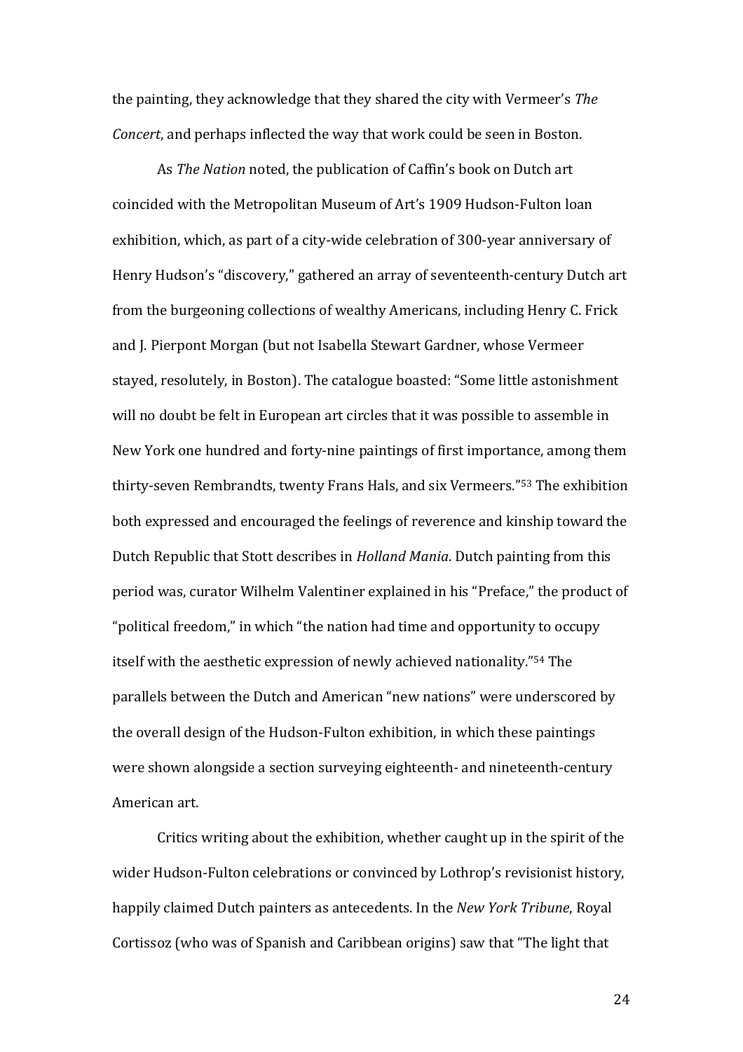the painting, they acknowledge that they shared the city with Vermeer's *The Concert*, and perhaps inflected the way that work could be seen in Boston.

As *The Nation* noted, the publication of Caffin's book on Dutch art coincided with the Metropolitan Museum of Art's 1909 Hudson-Fulton loan exhibition, which, as part of a city-wide celebration of 300-year anniversary of Henry Hudson's "discovery," gathered an array of seventeenth-century Dutch art from the burgeoning collections of wealthy Americans, including Henry C. Frick and J. Pierpont Morgan (but not Isabella Stewart Gardner, whose Vermeer stayed, resolutely, in Boston). The catalogue boasted: "Some little astonishment will no doubt be felt in European art circles that it was possible to assemble in New York one hundred and forty-nine paintings of first importance, among them thirty-seven Rembrandts, twenty Frans Hals, and six Vermeers."[53] The exhibition both expressed and encouraged the feelings of reverence and kinship toward the Dutch Republic that Stott describes in *Holland Mania*. Dutch painting from this period was, curator Wilhelm Valentiner explained in his "Preface," the product of "political freedom," in which "the nation had time and opportunity to occupy itself with the aesthetic expression of newly achieved nationality."[54] The parallels between the Dutch and American "new nations" were underscored by the overall design of the Hudson-Fulton exhibition, in which these paintings were shown alongside a section surveying eighteenth- and nineteenth-century American art.

Critics writing about the exhibition, whether caught up in the spirit of the wider Hudson-Fulton celebrations or convinced by Lothrop's revisionist history, happily claimed Dutch painters as antecedents. In the *New York Tribune*, Royal Cortissoz (who was of Spanish and Caribbean origins) saw that "The light that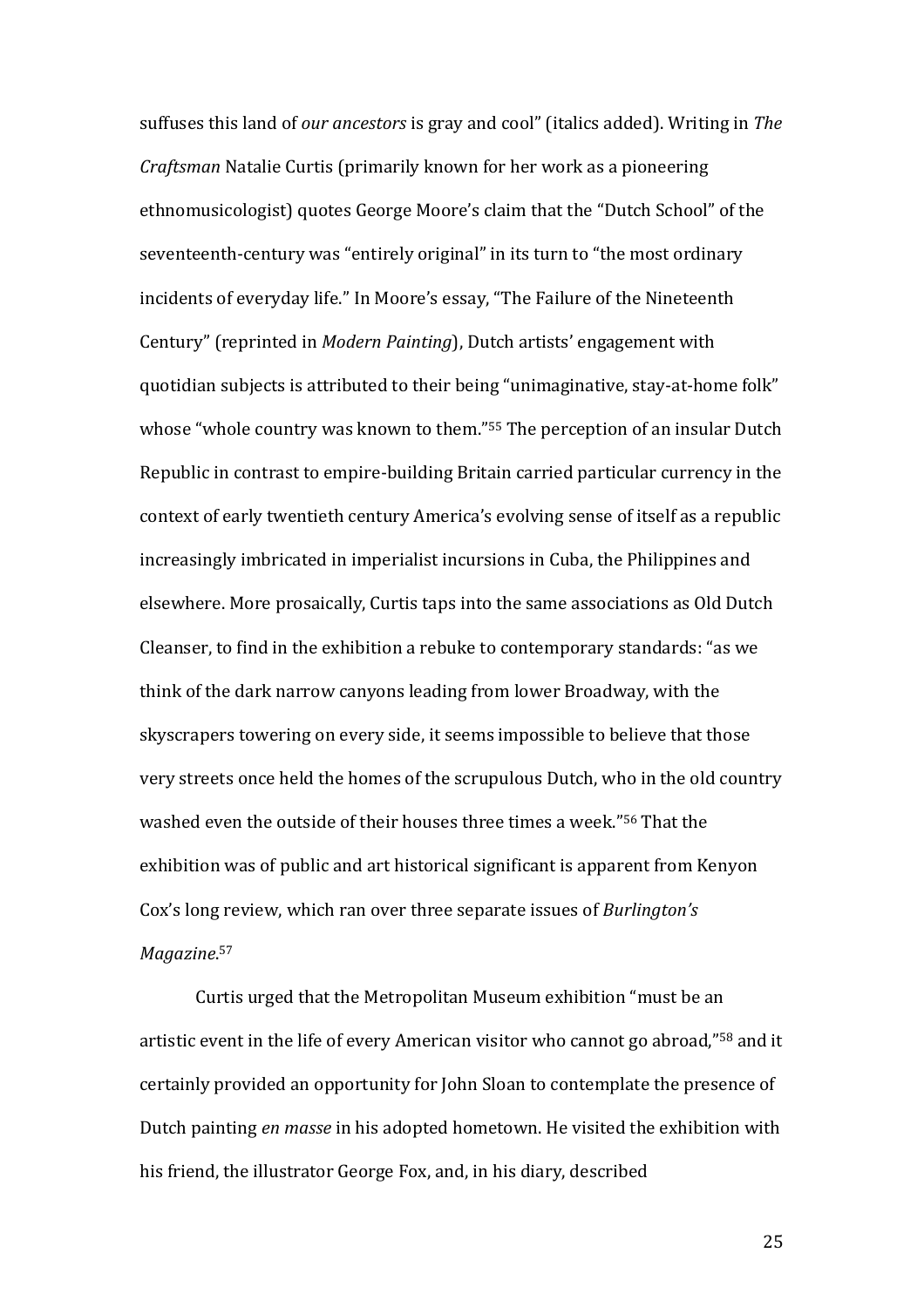suffuses this land of *our ancestors* is gray and cool" (italics added). Writing in *The Craftsman* Natalie Curtis (primarily known for her work as a pioneering ethnomusicologist) quotes George Moore's claim that the "Dutch School" of the seventeenth-century was "entirely original" in its turn to "the most ordinary incidents of everyday life." In Moore's essay, "The Failure of the Nineteenth Century" (reprinted in *Modern Painting*), Dutch artists' engagement with quotidian subjects is attributed to their being "unimaginative, stay-at-home folk" whose "whole country was known to them."[55] The perception of an insular Dutch Republic in contrast to empire-building Britain carried particular currency in the context of early twentieth century America's evolving sense of itself as a republic increasingly imbricated in imperialist incursions in Cuba, the Philippines and elsewhere. More prosaically, Curtis taps into the same associations as Old Dutch Cleanser, to find in the exhibition a rebuke to contemporary standards: "as we think of the dark narrow canyons leading from lower Broadway, with the skyscrapers towering on every side, it seems impossible to believe that those very streets once held the homes of the scrupulous Dutch, who in the old country washed even the outside of their houses three times a week."[56] That the exhibition was of public and art historical significant is apparent from Kenyon Cox's long review, which ran over three separate issues of *Burlington's Magazine*.[57]

Curtis urged that the Metropolitan Museum exhibition "must be an artistic event in the life of every American visitor who cannot go abroad,"[58] and it certainly provided an opportunity for John Sloan to contemplate the presence of Dutch painting *en masse* in his adopted hometown. He visited the exhibition with his friend, the illustrator George Fox, and, in his diary, described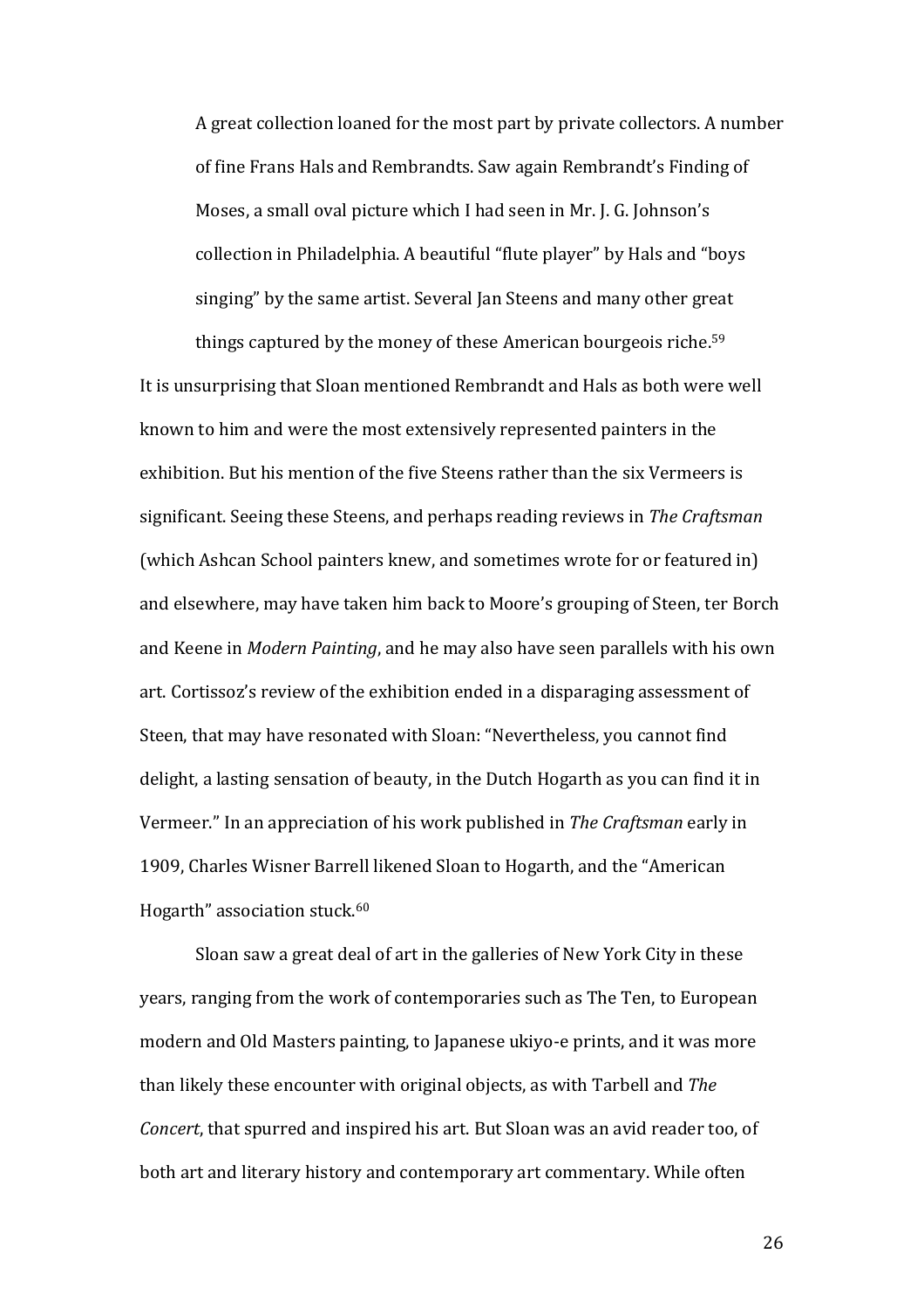> A great collection loaned for the most part by private collectors. A number of fine Frans Hals and Rembrandts. Saw again Rembrandt's Finding of Moses, a small oval picture which I had seen in Mr. J. G. Johnson's collection in Philadelphia. A beautiful "flute player" by Hals and "boys singing" by the same artist. Several Jan Steens and many other great things captured by the money of these American bourgeois riche.[59]

It is unsurprising that Sloan mentioned Rembrandt and Hals as both were well known to him and were the most extensively represented painters in the exhibition. But his mention of the five Steens rather than the six Vermeers is significant. Seeing these Steens, and perhaps reading reviews in *The Craftsman* (which Ashcan School painters knew, and sometimes wrote for or featured in) and elsewhere, may have taken him back to Moore's grouping of Steen, ter Borch and Keene in *Modern Painting*, and he may also have seen parallels with his own art. Cortissoz's review of the exhibition ended in a disparaging assessment of Steen, that may have resonated with Sloan: "Nevertheless, you cannot find delight, a lasting sensation of beauty, in the Dutch Hogarth as you can find it in Vermeer." In an appreciation of his work published in *The Craftsman* early in 1909, Charles Wisner Barrell likened Sloan to Hogarth, and the "American Hogarth" association stuck.[60]

Sloan saw a great deal of art in the galleries of New York City in these years, ranging from the work of contemporaries such as The Ten, to European modern and Old Masters painting, to Japanese ukiyo-e prints, and it was more than likely these encounter with original objects, as with Tarbell and *The Concert*, that spurred and inspired his art. But Sloan was an avid reader too, of both art and literary history and contemporary art commentary. While often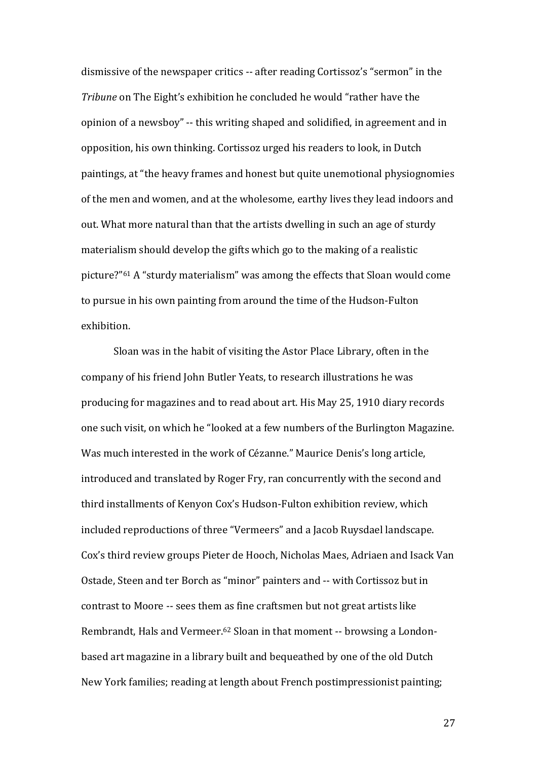dismissive of the newspaper critics -- after reading Cortissoz's "sermon" in the *Tribune* on The Eight's exhibition he concluded he would "rather have the opinion of a newsboy" -- this writing shaped and solidified, in agreement and in opposition, his own thinking. Cortissoz urged his readers to look, in Dutch paintings, at "the heavy frames and honest but quite unemotional physiognomies of the men and women, and at the wholesome, earthy lives they lead indoors and out. What more natural than that the artists dwelling in such an age of sturdy materialism should develop the gifts which go to the making of a realistic picture?"[61] A "sturdy materialism" was among the effects that Sloan would come to pursue in his own painting from around the time of the Hudson-Fulton exhibition.

Sloan was in the habit of visiting the Astor Place Library, often in the company of his friend John Butler Yeats, to research illustrations he was producing for magazines and to read about art. His May 25, 1910 diary records one such visit, on which he "looked at a few numbers of the Burlington Magazine. Was much interested in the work of Cézanne." Maurice Denis's long article, introduced and translated by Roger Fry, ran concurrently with the second and third installments of Kenyon Cox's Hudson-Fulton exhibition review, which included reproductions of three "Vermeers" and a Jacob Ruysdael landscape. Cox's third review groups Pieter de Hooch, Nicholas Maes, Adriaen and Isack Van Ostade, Steen and ter Borch as "minor" painters and -- with Cortissoz but in contrast to Moore -- sees them as fine craftsmen but not great artists like Rembrandt, Hals and Vermeer.[62] Sloan in that moment -- browsing a London-based art magazine in a library built and bequeathed by one of the old Dutch New York families; reading at length about French postimpressionist painting;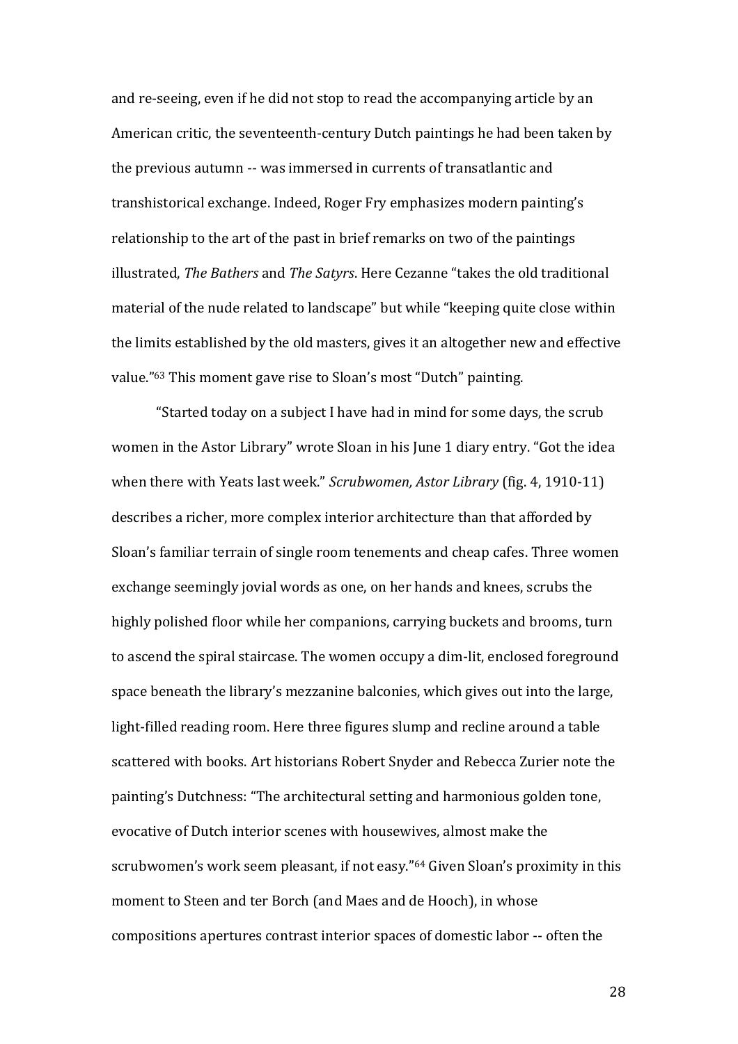and re-seeing, even if he did not stop to read the accompanying article by an American critic, the seventeenth-century Dutch paintings he had been taken by the previous autumn -- was immersed in currents of transatlantic and transhistorical exchange. Indeed, Roger Fry emphasizes modern painting's relationship to the art of the past in brief remarks on two of the paintings illustrated, *The Bathers* and *The Satyrs*. Here Cezanne "takes the old traditional material of the nude related to landscape" but while "keeping quite close within the limits established by the old masters, gives it an altogether new and effective value."[63] This moment gave rise to Sloan's most "Dutch" painting.

"Started today on a subject I have had in mind for some days, the scrub women in the Astor Library" wrote Sloan in his June 1 diary entry. "Got the idea when there with Yeats last week." *Scrubwomen, Astor Library* (fig. 4, 1910-11) describes a richer, more complex interior architecture than that afforded by Sloan's familiar terrain of single room tenements and cheap cafes. Three women exchange seemingly jovial words as one, on her hands and knees, scrubs the highly polished floor while her companions, carrying buckets and brooms, turn to ascend the spiral staircase. The women occupy a dim-lit, enclosed foreground space beneath the library's mezzanine balconies, which gives out into the large, light-filled reading room. Here three figures slump and recline around a table scattered with books. Art historians Robert Snyder and Rebecca Zurier note the painting's Dutchness: "The architectural setting and harmonious golden tone, evocative of Dutch interior scenes with housewives, almost make the scrubwomen's work seem pleasant, if not easy."[64] Given Sloan's proximity in this moment to Steen and ter Borch (and Maes and de Hooch), in whose compositions apertures contrast interior spaces of domestic labor -- often the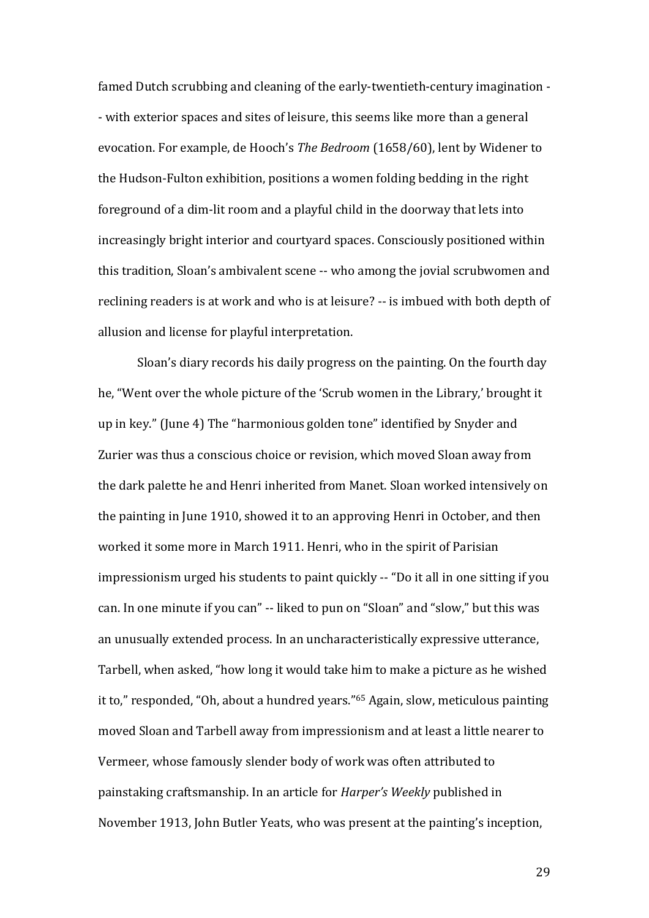famed Dutch scrubbing and cleaning of the early-twentieth-century imagination -- with exterior spaces and sites of leisure, this seems like more than a general evocation. For example, de Hooch's *The Bedroom* (1658/60), lent by Widener to the Hudson-Fulton exhibition, positions a women folding bedding in the right foreground of a dim-lit room and a playful child in the doorway that lets into increasingly bright interior and courtyard spaces. Consciously positioned within this tradition, Sloan's ambivalent scene -- who among the jovial scrubwomen and reclining readers is at work and who is at leisure? -- is imbued with both depth of allusion and license for playful interpretation.

Sloan's diary records his daily progress on the painting. On the fourth day he, "Went over the whole picture of the 'Scrub women in the Library,' brought it up in key." (June 4) The "harmonious golden tone" identified by Snyder and Zurier was thus a conscious choice or revision, which moved Sloan away from the dark palette he and Henri inherited from Manet. Sloan worked intensively on the painting in June 1910, showed it to an approving Henri in October, and then worked it some more in March 1911. Henri, who in the spirit of Parisian impressionism urged his students to paint quickly -- "Do it all in one sitting if you can. In one minute if you can" -- liked to pun on "Sloan" and "slow," but this was an unusually extended process. In an uncharacteristically expressive utterance, Tarbell, when asked, "how long it would take him to make a picture as he wished it to," responded, "Oh, about a hundred years."[65] Again, slow, meticulous painting moved Sloan and Tarbell away from impressionism and at least a little nearer to Vermeer, whose famously slender body of work was often attributed to painstaking craftsmanship. In an article for *Harper's Weekly* published in November 1913, John Butler Yeats, who was present at the painting's inception,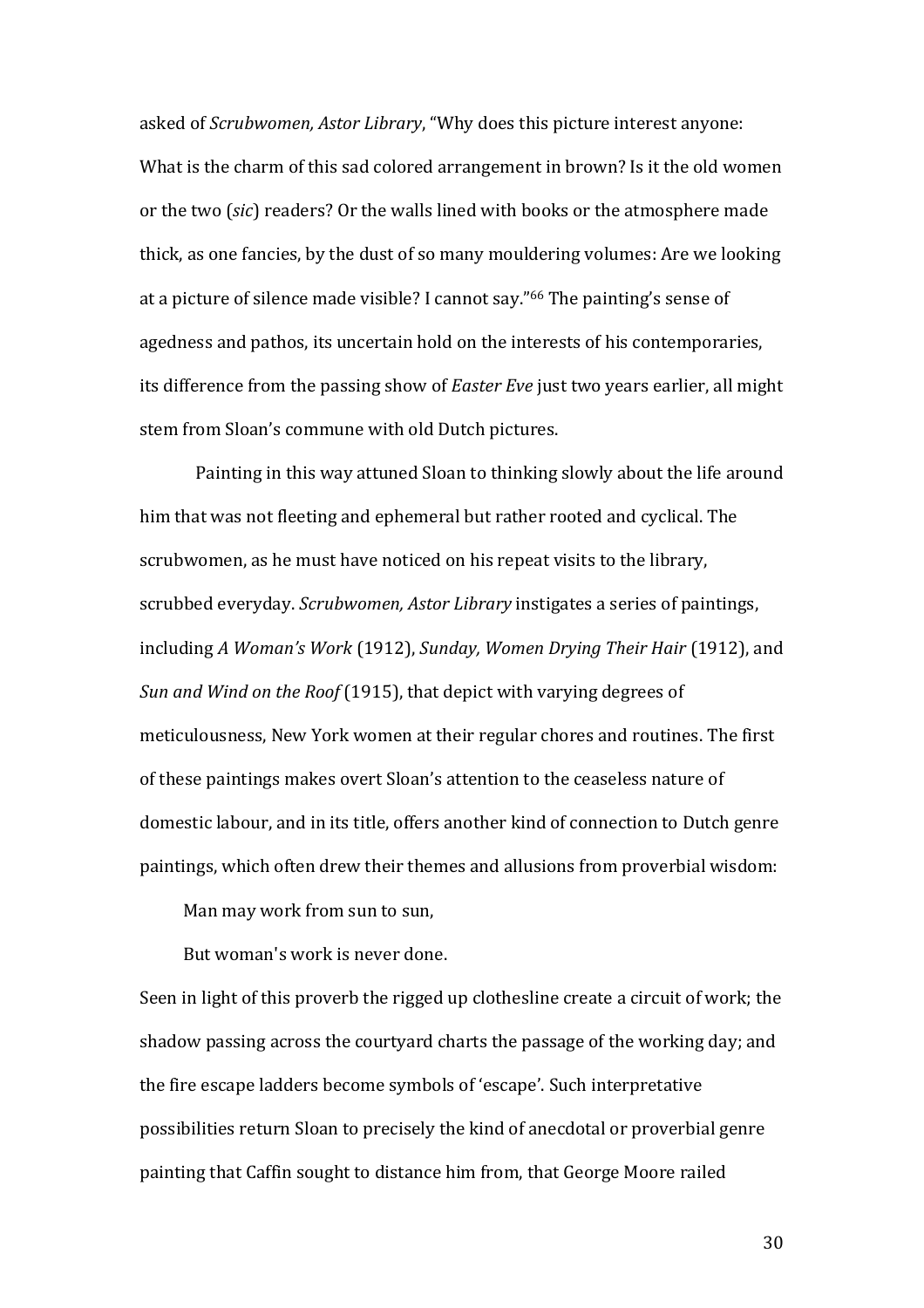asked of *Scrubwomen, Astor Library*, "Why does this picture interest anyone: What is the charm of this sad colored arrangement in brown? Is it the old women or the two (*sic*) readers? Or the walls lined with books or the atmosphere made thick, as one fancies, by the dust of so many mouldering volumes: Are we looking at a picture of silence made visible? I cannot say."[66] The painting's sense of agedness and pathos, its uncertain hold on the interests of his contemporaries, its difference from the passing show of *Easter Eve* just two years earlier, all might stem from Sloan's commune with old Dutch pictures.

Painting in this way attuned Sloan to thinking slowly about the life around him that was not fleeting and ephemeral but rather rooted and cyclical. The scrubwomen, as he must have noticed on his repeat visits to the library, scrubbed everyday. *Scrubwomen, Astor Library* instigates a series of paintings, including *A Woman's Work* (1912), *Sunday, Women Drying Their Hair* (1912), and *Sun and Wind on the Roof* (1915), that depict with varying degrees of meticulousness, New York women at their regular chores and routines. The first of these paintings makes overt Sloan's attention to the ceaseless nature of domestic labour, and in its title, offers another kind of connection to Dutch genre paintings, which often drew their themes and allusions from proverbial wisdom:

> Man may work from sun to sun,
>
> But woman's work is never done.

Seen in light of this proverb the rigged up clothesline create a circuit of work; the shadow passing across the courtyard charts the passage of the working day; and the fire escape ladders become symbols of 'escape'. Such interpretative possibilities return Sloan to precisely the kind of anecdotal or proverbial genre painting that Caffin sought to distance him from, that George Moore railed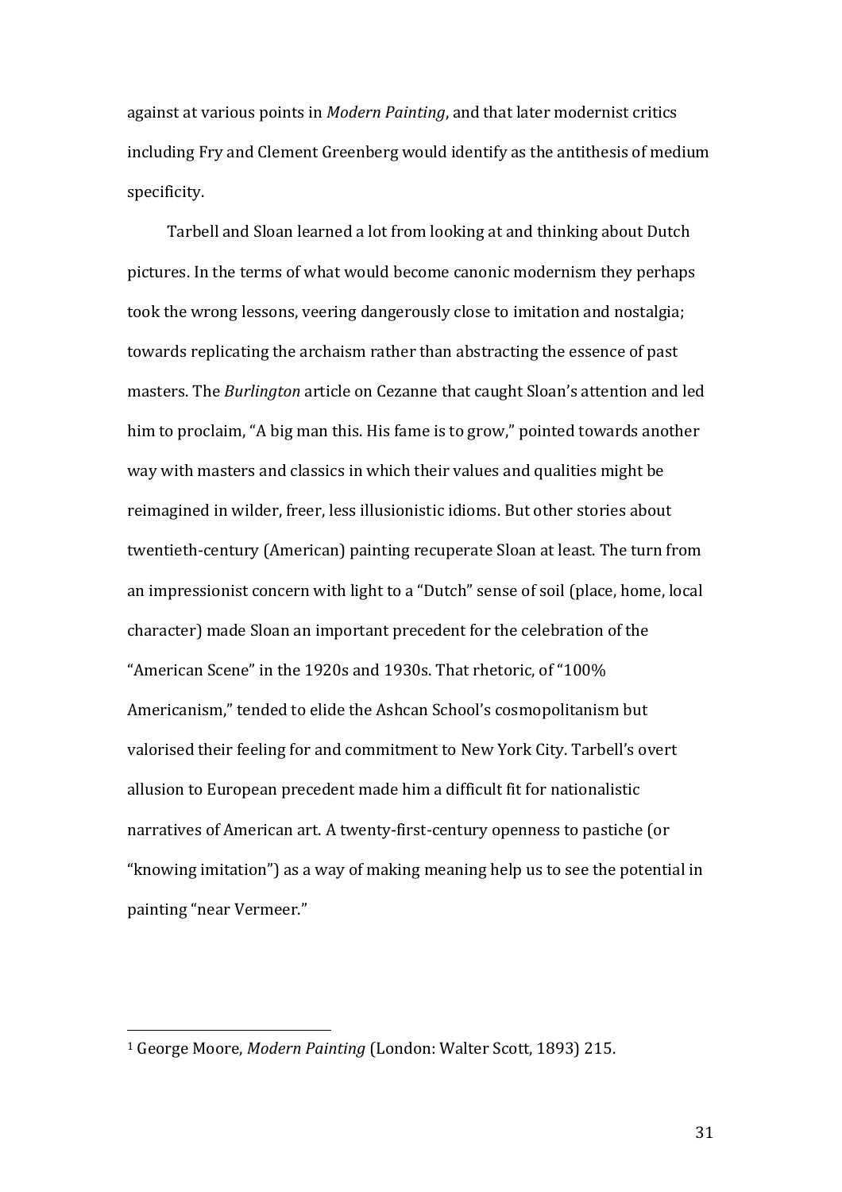against at various points in *Modern Painting*, and that later modernist critics including Fry and Clement Greenberg would identify as the antithesis of medium specificity.

Tarbell and Sloan learned a lot from looking at and thinking about Dutch pictures. In the terms of what would become canonic modernism they perhaps took the wrong lessons, veering dangerously close to imitation and nostalgia; towards replicating the archaism rather than abstracting the essence of past masters. The *Burlington* article on Cezanne that caught Sloan's attention and led him to proclaim, "A big man this. His fame is to grow," pointed towards another way with masters and classics in which their values and qualities might be reimagined in wilder, freer, less illusionistic idioms. But other stories about twentieth-century (American) painting recuperate Sloan at least. The turn from an impressionist concern with light to a "Dutch" sense of soil (place, home, local character) made Sloan an important precedent for the celebration of the "American Scene" in the 1920s and 1930s. That rhetoric, of "100% Americanism," tended to elide the Ashcan School's cosmopolitanism but valorised their feeling for and commitment to New York City. Tarbell's overt allusion to European precedent made him a difficult fit for nationalistic narratives of American art. A twenty-first-century openness to pastiche (or "knowing imitation") as a way of making meaning help us to see the potential in painting "near Vermeer."

---

[1] George Moore, *Modern Painting* (London: Walter Scott, 1893) 215.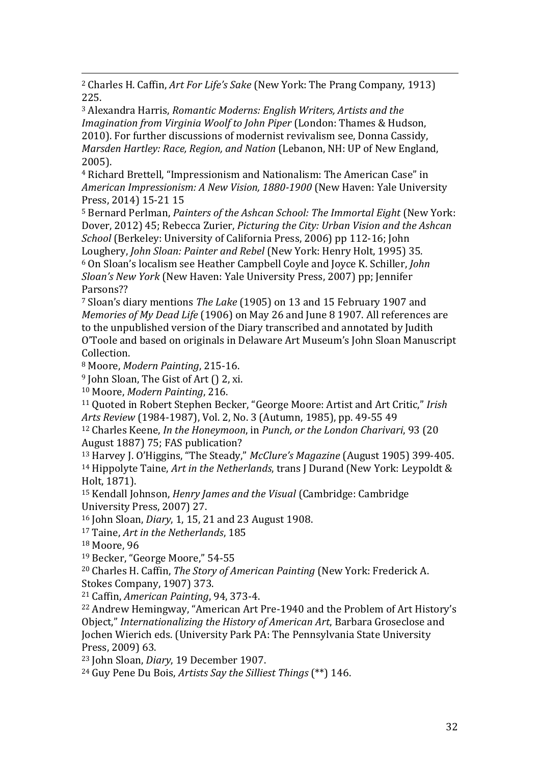[2] Charles H. Caffin, *Art For Life's Sake* (New York: The Prang Company, 1913) 225.

[3] Alexandra Harris, *Romantic Moderns: English Writers, Artists and the Imagination from Virginia Woolf to John Piper* (London: Thames & Hudson, 2010). For further discussions of modernist revivalism see, Donna Cassidy, *Marsden Hartley: Race, Region, and Nation* (Lebanon, NH: UP of New England, 2005).

[4] Richard Brettell, "Impressionism and Nationalism: The American Case" in *American Impressionism: A New Vision, 1880-1900* (New Haven: Yale University Press, 2014) 15-21 15

[5] Bernard Perlman, *Painters of the Ashcan School: The Immortal Eight* (New York: Dover, 2012) 45; Rebecca Zurier, *Picturing the City: Urban Vision and the Ashcan School* (Berkeley: University of California Press, 2006) pp 112-16; John Loughery, *John Sloan: Painter and Rebel* (New York: Henry Holt, 1995) 35.

[6] On Sloan's localism see Heather Campbell Coyle and Joyce K. Schiller, *John Sloan's New York* (New Haven: Yale University Press, 2007) pp; Jennifer Parsons??

[7] Sloan's diary mentions *The Lake* (1905) on 13 and 15 February 1907 and *Memories of My Dead Life* (1906) on May 26 and June 8 1907. All references are to the unpublished version of the Diary transcribed and annotated by Judith O'Toole and based on originals in Delaware Art Museum's John Sloan Manuscript Collection.

[8] Moore, *Modern Painting*, 215-16.

[9] John Sloan, The Gist of Art () 2, xi.

[10] Moore, *Modern Painting*, 216.

[11] Quoted in Robert Stephen Becker, "George Moore: Artist and Art Critic," *Irish Arts Review* (1984-1987), Vol. 2, No. 3 (Autumn, 1985), pp. 49-55 49

[12] Charles Keene, *In the Honeymoon*, in *Punch, or the London Charivari*, 93 (20 August 1887) 75; FAS publication?

[13] Harvey J. O'Higgins, "The Steady," *McClure's Magazine* (August 1905) 399-405.

[14] Hippolyte Taine, *Art in the Netherlands*, trans J Durand (New York: Leypoldt & Holt, 1871).

[15] Kendall Johnson, *Henry James and the Visual* (Cambridge: Cambridge University Press, 2007) 27.

[16] John Sloan, *Diary*, 1, 15, 21 and 23 August 1908.

[17] Taine, *Art in the Netherlands*, 185

[18] Moore, 96

[19] Becker, "George Moore," 54-55

[20] Charles H. Caffin, *The Story of American Painting* (New York: Frederick A. Stokes Company, 1907) 373.

[21] Caffin, *American Painting*, 94, 373-4.

[22] Andrew Hemingway, "American Art Pre-1940 and the Problem of Art History's Object," *Internationalizing the History of American Art*, Barbara Groseclose and Jochen Wierich eds. (University Park PA: The Pennsylvania State University Press, 2009) 63.

[23] John Sloan, *Diary*, 19 December 1907.

[24] Guy Pene Du Bois, *Artists Say the Silliest Things* (**) 146.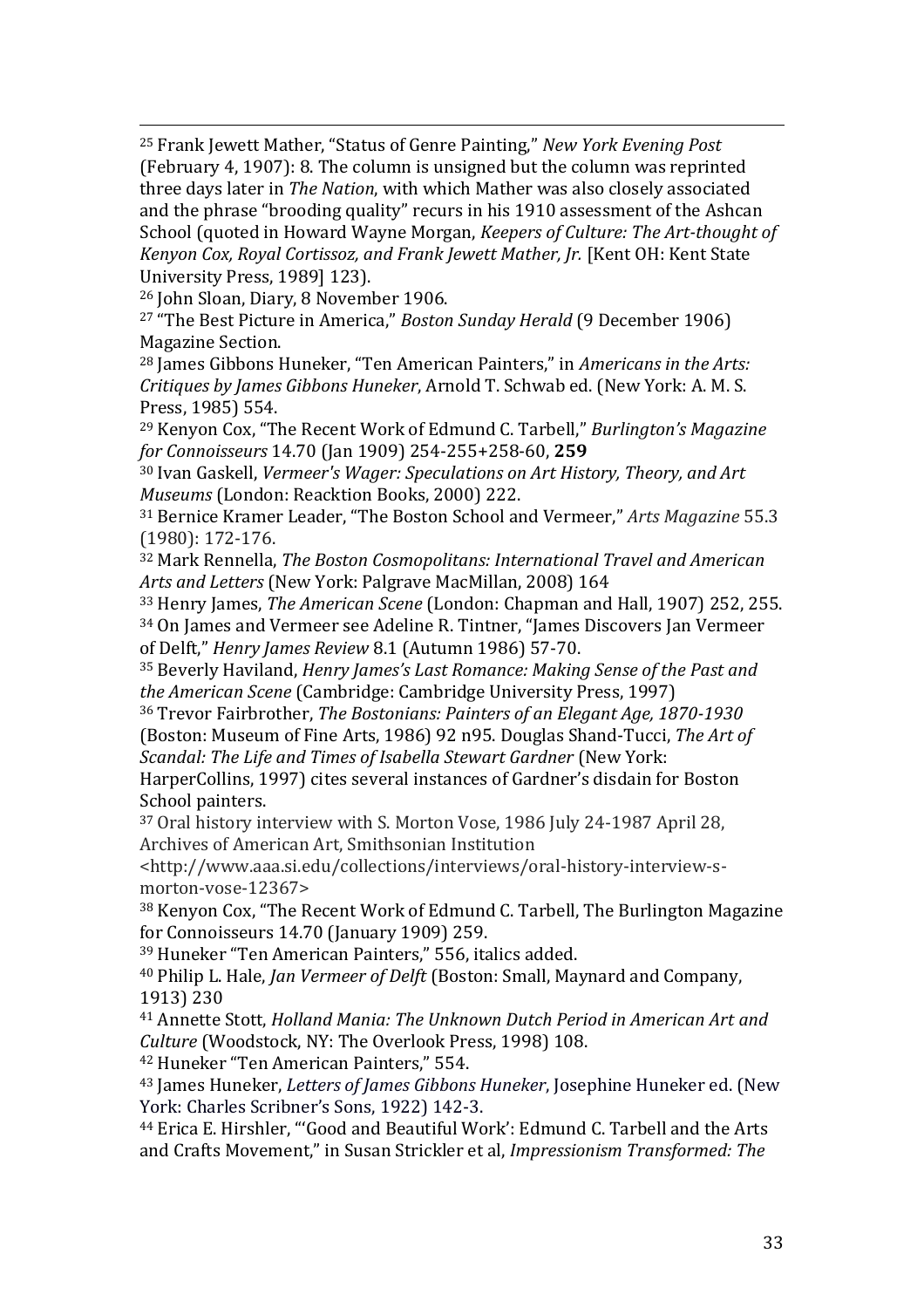[25] Frank Jewett Mather, "Status of Genre Painting," *New York Evening Post* (February 4, 1907): 8. The column is unsigned but the column was reprinted three days later in *The Nation*, with which Mather was also closely associated and the phrase "brooding quality" recurs in his 1910 assessment of the Ashcan School (quoted in Howard Wayne Morgan, *Keepers of Culture: The Art-thought of Kenyon Cox, Royal Cortissoz, and Frank Jewett Mather, Jr.* [Kent OH: Kent State University Press, 1989] 123).

[26] John Sloan, Diary, 8 November 1906.

[27] "The Best Picture in America," *Boston Sunday Herald* (9 December 1906) Magazine Section.

[28] James Gibbons Huneker, "Ten American Painters," in *Americans in the Arts: Critiques by James Gibbons Huneker*, Arnold T. Schwab ed. (New York: A. M. S. Press, 1985) 554.

[29] Kenyon Cox, "The Recent Work of Edmund C. Tarbell," *Burlington's Magazine for Connoisseurs* 14.70 (Jan 1909) 254-255+258-60, **259**

[30] Ivan Gaskell, *Vermeer's Wager: Speculations on Art History, Theory, and Art Museums* (London: Reacktion Books, 2000) 222.

[31] Bernice Kramer Leader, "The Boston School and Vermeer," *Arts Magazine* 55.3 (1980): 172-176.

[32] Mark Rennella, *The Boston Cosmopolitans: International Travel and American Arts and Letters* (New York: Palgrave MacMillan, 2008) 164

[33] Henry James, *The American Scene* (London: Chapman and Hall, 1907) 252, 255.

[34] On James and Vermeer see Adeline R. Tintner, "James Discovers Jan Vermeer of Delft," *Henry James Review* 8.1 (Autumn 1986) 57-70.

[35] Beverly Haviland, *Henry James's Last Romance: Making Sense of the Past and the American Scene* (Cambridge: Cambridge University Press, 1997)

[36] Trevor Fairbrother, *The Bostonians: Painters of an Elegant Age, 1870-1930* (Boston: Museum of Fine Arts, 1986) 92 n95. Douglas Shand-Tucci, *The Art of Scandal: The Life and Times of Isabella Stewart Gardner* (New York: HarperCollins, 1997) cites several instances of Gardner's disdain for Boston School painters.

[37] Oral history interview with S. Morton Vose, 1986 July 24-1987 April 28, Archives of American Art, Smithsonian Institution <http://www.aaa.si.edu/collections/interviews/oral-history-interview-s-morton-vose-12367>

[38] Kenyon Cox, "The Recent Work of Edmund C. Tarbell, The Burlington Magazine for Connoisseurs 14.70 (January 1909) 259.

[39] Huneker "Ten American Painters," 556, italics added.

[40] Philip L. Hale, *Jan Vermeer of Delft* (Boston: Small, Maynard and Company, 1913) 230

[41] Annette Stott, *Holland Mania: The Unknown Dutch Period in American Art and Culture* (Woodstock, NY: The Overlook Press, 1998) 108.

[42] Huneker "Ten American Painters," 554.

[43] James Huneker, *Letters of James Gibbons Huneker*, Josephine Huneker ed. (New York: Charles Scribner's Sons, 1922) 142-3.

[44] Erica E. Hirshler, "'Good and Beautiful Work': Edmund C. Tarbell and the Arts and Crafts Movement," in Susan Strickler et al, *Impressionism Transformed: The*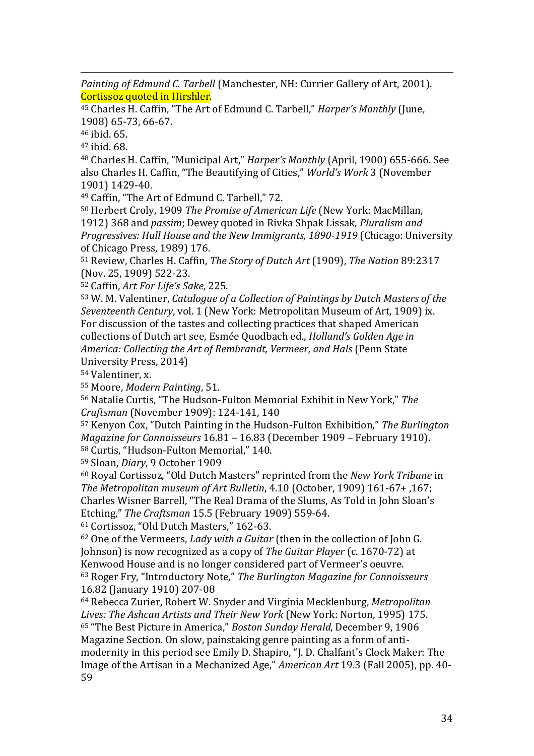*Painting of Edmund C. Tarbell* (Manchester, NH: Currier Gallery of Art, 2001). Cortissoz quoted in Hirshler.

[45] Charles H. Caffin, "The Art of Edmund C. Tarbell," *Harper's Monthly* (June, 1908) 65-73, 66-67.

[46] ibid. 65.

[47] ibid. 68.

[48] Charles H. Caffin, "Municipal Art," *Harper's Monthly* (April, 1900) 655-666. See also Charles H. Caffin, "The Beautifying of Cities," *World's Work* 3 (November 1901) 1429-40.

[49] Caffin, "The Art of Edmund C. Tarbell," 72.

[50] Herbert Croly, 1909 *The Promise of American Life* (New York: MacMillan, 1912) 368 and *passim*; Dewey quoted in Rivka Shpak Lissak, *Pluralism and Progressives: Hull House and the New Immigrants, 1890-1919* (Chicago: University of Chicago Press, 1989) 176.

[51] Review, Charles H. Caffin, *The Story of Dutch Art* (1909), *The Nation* 89:2317 (Nov. 25, 1909) 522-23.

[52] Caffin, *Art For Life's Sake*, 225.

[53] W. M. Valentiner, *Catalogue of a Collection of Paintings by Dutch Masters of the Seventeenth Century*, vol. 1 (New York: Metropolitan Museum of Art, 1909) ix. For discussion of the tastes and collecting practices that shaped American collections of Dutch art see, Esmée Quodbach ed., *Holland's Golden Age in America: Collecting the Art of Rembrandt, Vermeer, and Hals* (Penn State University Press, 2014)

[54] Valentiner, x.

[55] Moore, *Modern Painting*, 51.

[56] Natalie Curtis, "The Hudson-Fulton Memorial Exhibit in New York," *The Craftsman* (November 1909): 124-141, 140

[57] Kenyon Cox, "Dutch Painting in the Hudson-Fulton Exhibition," *The Burlington Magazine for Connoisseurs* 16.81 – 16.83 (December 1909 – February 1910).

[58] Curtis, "Hudson-Fulton Memorial," 140.

[59] Sloan, *Diary*, 9 October 1909

[60] Royal Cortissoz, "Old Dutch Masters" reprinted from the *New York Tribune* in *The Metropolitan museum of Art Bulletin*, 4.10 (October, 1909) 161-67+ ,167; Charles Wisner Barrell, "The Real Drama of the Slums, As Told in John Sloan's Etching," *The Craftsman* 15.5 (February 1909) 559-64.

[61] Cortissoz, "Old Dutch Masters," 162-63.

[62] One of the Vermeers, *Lady with a Guitar* (then in the collection of John G. Johnson) is now recognized as a copy of *The Guitar Player* (c. 1670-72) at Kenwood House and is no longer considered part of Vermeer's oeuvre.

[63] Roger Fry, "Introductory Note," *The Burlington Magazine for Connoisseurs* 16.82 (January 1910) 207-08

[64] Rebecca Zurier, Robert W. Snyder and Virginia Mecklenburg, *Metropolitan Lives: The Ashcan Artists and Their New York* (New York: Norton, 1995) 175.

[65] "The Best Picture in America," *Boston Sunday Herald*, December 9, 1906 Magazine Section. On slow, painstaking genre painting as a form of anti-modernity in this period see Emily D. Shapiro, "J. D. Chalfant's Clock Maker: The Image of the Artisan in a Mechanized Age," *American Art* 19.3 (Fall 2005), pp. 40-59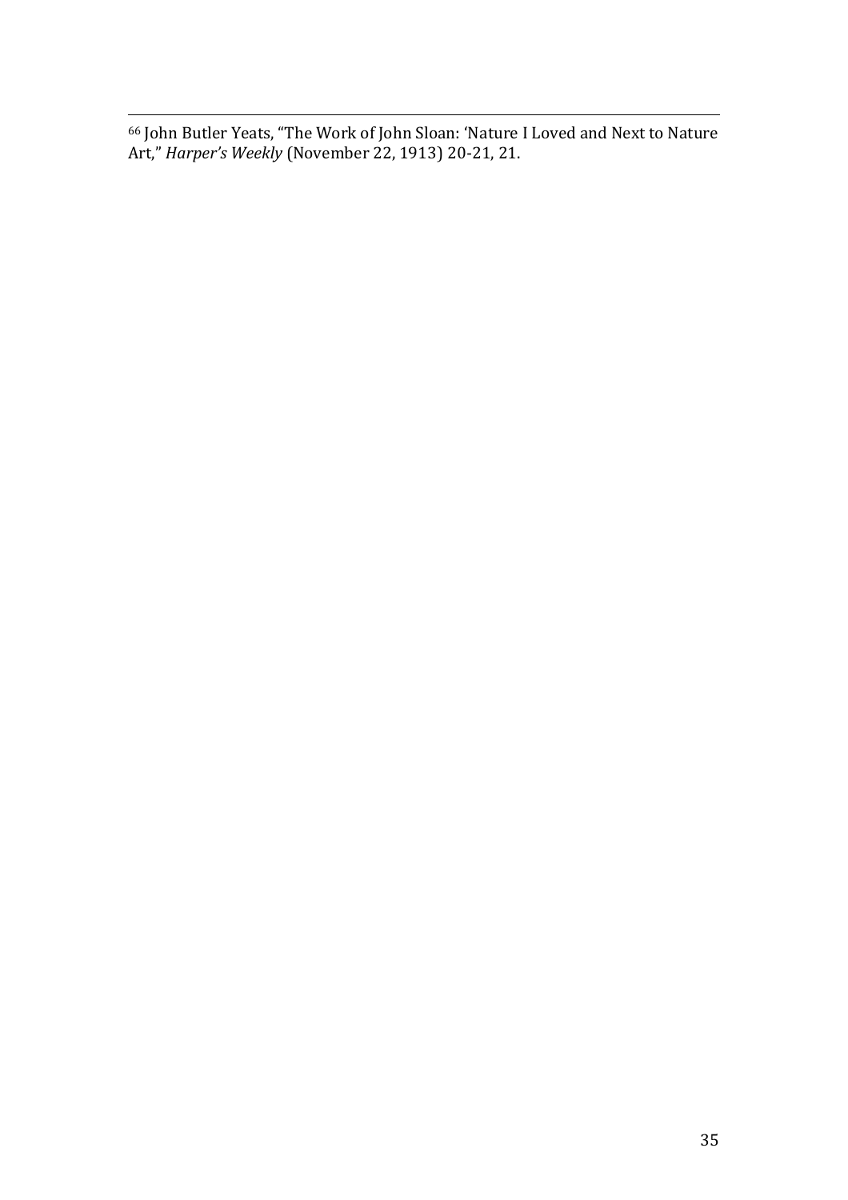[66] John Butler Yeats, "The Work of John Sloan: 'Nature I Loved and Next to Nature Art," *Harper's Weekly* (November 22, 1913) 20-21, 21.